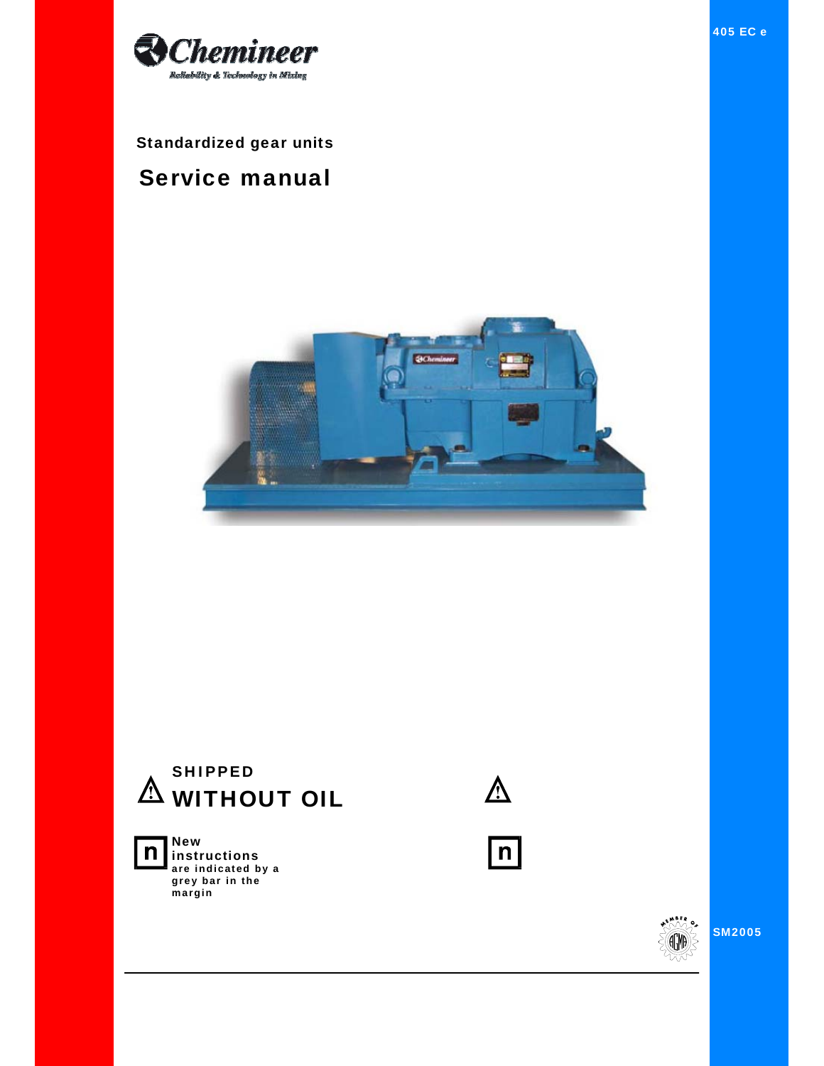405 EC e

Chemineer

Reliability & Technology in Mixing

Standardized gear units

# Service manual

**SHIPPED**

# WITHOUT OIL

**New instructions**

**are indicated by a grey bar in the margin**

SM2005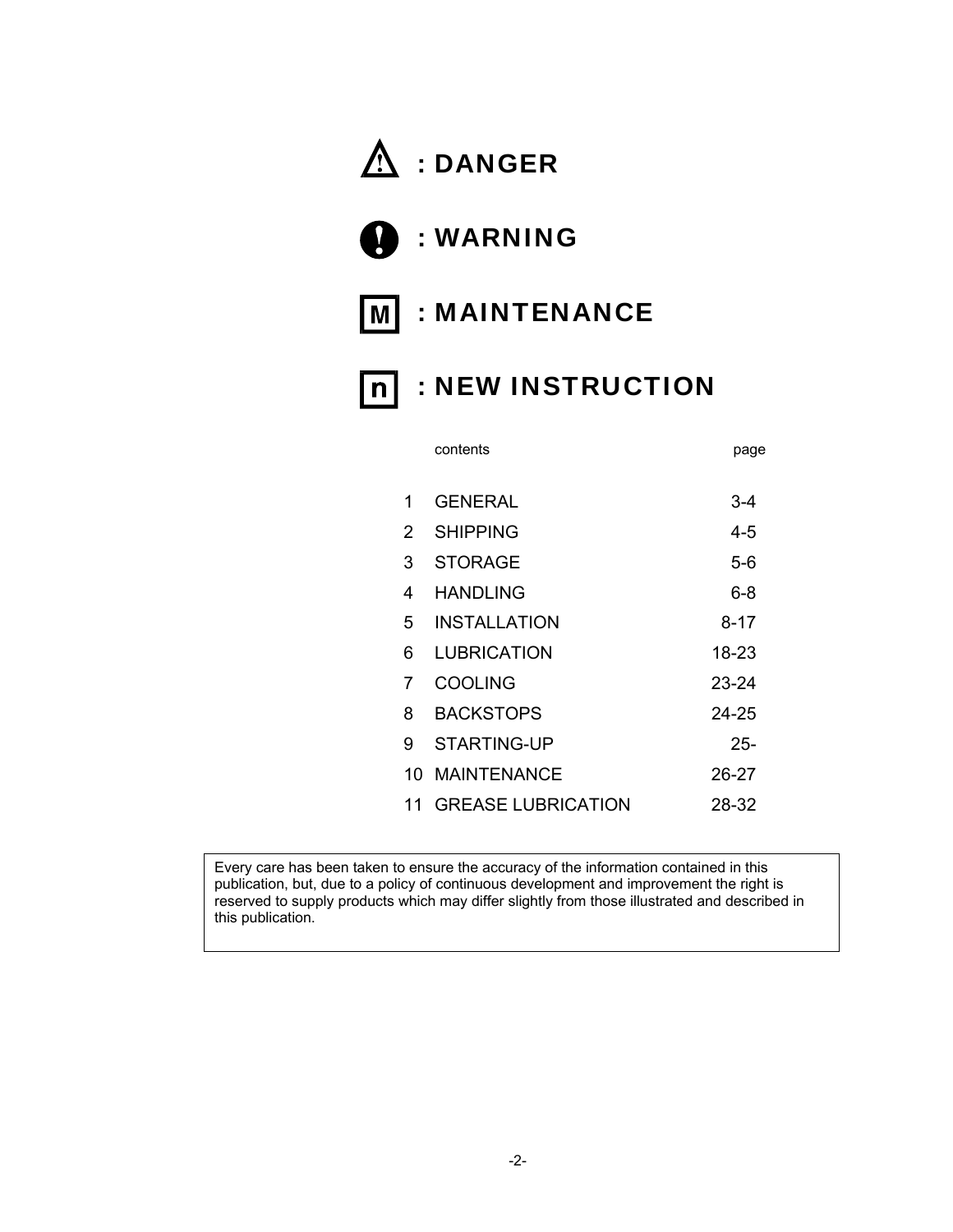⚠ : **DANGER**

❗ : **WARNING**

[M] : **MAINTENANCE**

[n] : **NEW INSTRUCTION**

| | contents | page |
|---|---|---|
| 1 | GENERAL | 3-4 |
| 2 | SHIPPING | 4-5 |
| 3 | STORAGE | 5-6 |
| 4 | HANDLING | 6-8 |
| 5 | INSTALLATION | 8-17 |
| 6 | LUBRICATION | 18-23 |
| 7 | COOLING | 23-24 |
| 8 | BACKSTOPS | 24-25 |
| 9 | STARTING-UP | 25- |
| 10 | MAINTENANCE | 26-27 |
| 11 | GREASE LUBRICATION | 28-32 |

Every care has been taken to ensure the accuracy of the information contained in this publication, but, due to a policy of continuous development and improvement the right is reserved to supply products which may differ slightly from those illustrated and described in this publication.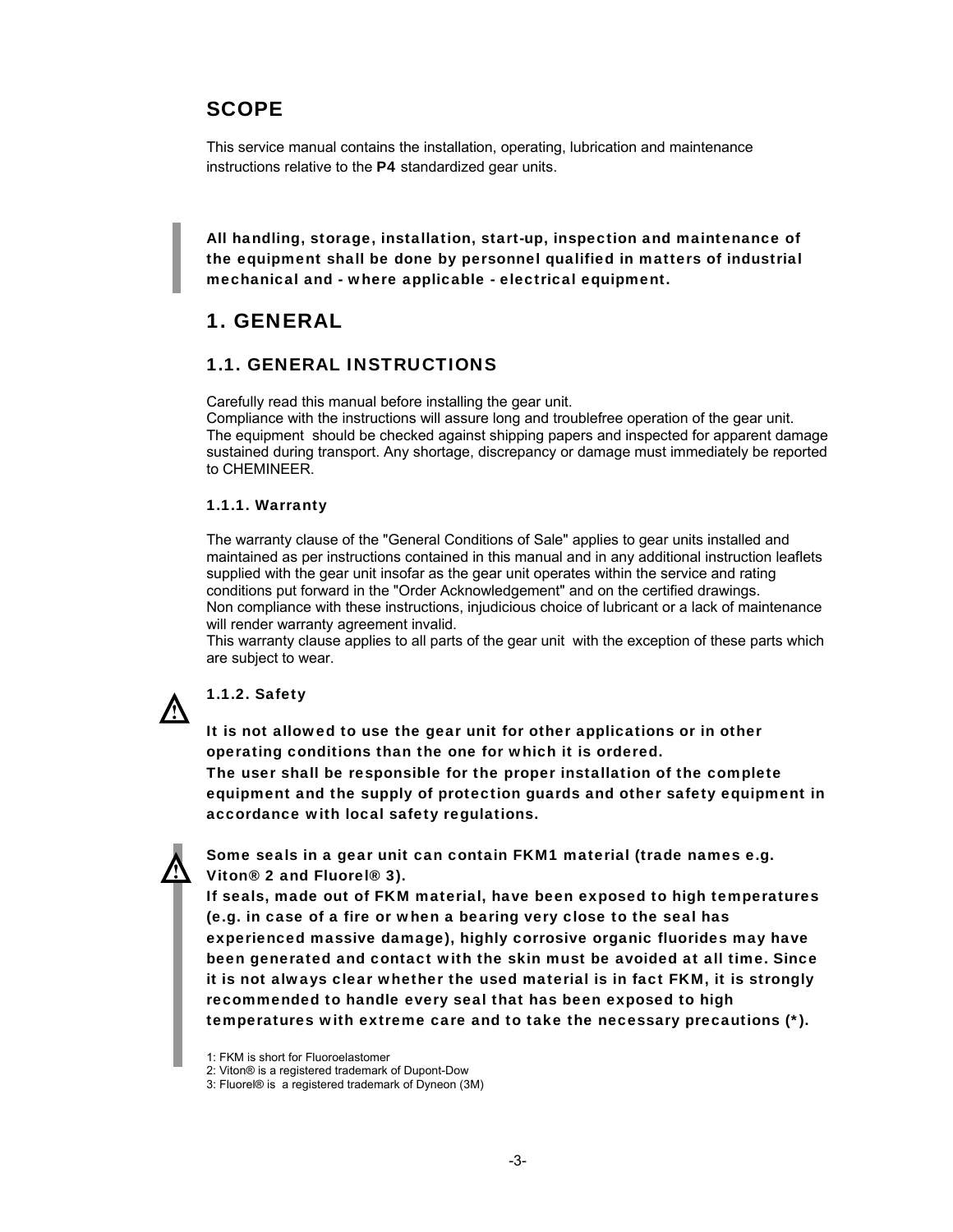## SCOPE

This service manual contains the installation, operating, lubrication and maintenance instructions relative to the **P4** standardized gear units.

**All handling, storage, installation, start-up, inspection and maintenance of the equipment shall be done by personnel qualified in matters of industrial mechanical and - where applicable - electrical equipment.**

# 1. GENERAL

## 1.1. GENERAL INSTRUCTIONS

Carefully read this manual before installing the gear unit.
Compliance with the instructions will assure long and troublefree operation of the gear unit.
The equipment should be checked against shipping papers and inspected for apparent damage sustained during transport. Any shortage, discrepancy or damage must immediately be reported to CHEMINEER.

### 1.1.1. Warranty

The warranty clause of the "General Conditions of Sale" applies to gear units installed and maintained as per instructions contained in this manual and in any additional instruction leaflets supplied with the gear unit insofar as the gear unit operates within the service and rating conditions put forward in the "Order Acknowledgement" and on the certified drawings.
Non compliance with these instructions, injudicious choice of lubricant or a lack of maintenance will render warranty agreement invalid.
This warranty clause applies to all parts of the gear unit with the exception of these parts which are subject to wear.

### 1.1.2. Safety

**It is not allowed to use the gear unit for other applications or in other operating conditions than the one for which it is ordered.**
**The user shall be responsible for the proper installation of the complete equipment and the supply of protection guards and other safety equipment in accordance with local safety regulations.**

**Some seals in a gear unit can contain FKM1 material (trade names e.g. Viton® 2 and Fluorel® 3).**
**If seals, made out of FKM material, have been exposed to high temperatures (e.g. in case of a fire or when a bearing very close to the seal has experienced massive damage), highly corrosive organic fluorides may have been generated and contact with the skin must be avoided at all time. Since it is not always clear whether the used material is in fact FKM, it is strongly recommended to handle every seal that has been exposed to high temperatures with extreme care and to take the necessary precautions (*).**

1: FKM is short for Fluoroelastomer
2: Viton® is a registered trademark of Dupont-Dow
3: Fluorel® is a registered trademark of Dyneon (3M)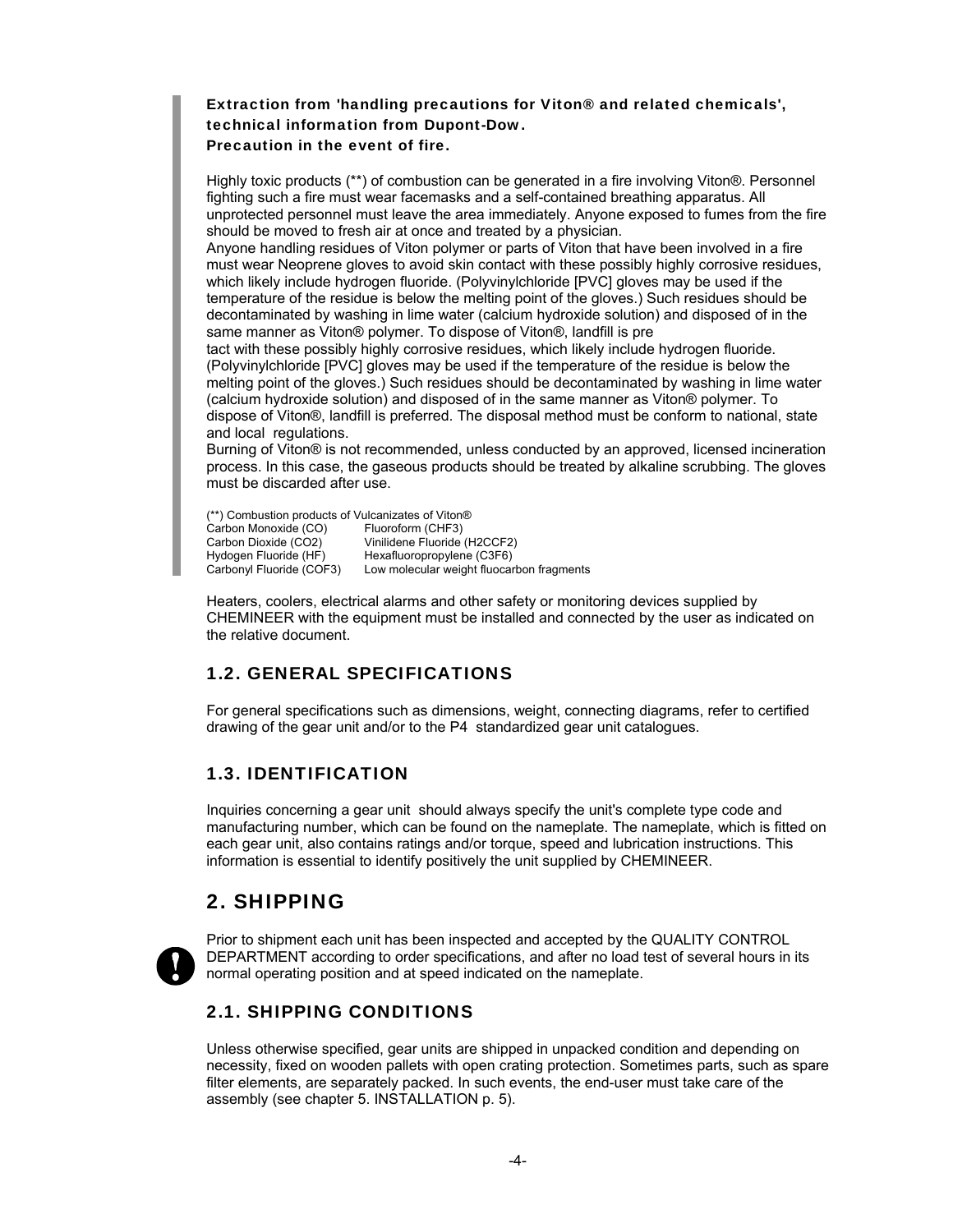**Extraction from 'handling precautions for Viton® and related chemicals', technical information from Dupont-Dow.**
**Precaution in the event of fire.**

Highly toxic products (**) of combustion can be generated in a fire involving Viton®. Personnel fighting such a fire must wear facemasks and a self-contained breathing apparatus. All unprotected personnel must leave the area immediately. Anyone exposed to fumes from the fire should be moved to fresh air at once and treated by a physician.
Anyone handling residues of Viton polymer or parts of Viton that have been involved in a fire must wear Neoprene gloves to avoid skin contact with these possibly highly corrosive residues, which likely include hydrogen fluoride. (Polyvinylchloride [PVC] gloves may be used if the temperature of the residue is below the melting point of the gloves.) Such residues should be decontaminated by washing in lime water (calcium hydroxide solution) and disposed of in the same manner as Viton® polymer. To dispose of Viton®, landfill is pre
tact with these possibly highly corrosive residues, which likely include hydrogen fluoride. (Polyvinylchloride [PVC] gloves may be used if the temperature of the residue is below the melting point of the gloves.) Such residues should be decontaminated by washing in lime water (calcium hydroxide solution) and disposed of in the same manner as Viton® polymer. To dispose of Viton®, landfill is preferred. The disposal method must be conform to national, state and local regulations.
Burning of Viton® is not recommended, unless conducted by an approved, licensed incineration process. In this case, the gaseous products should be treated by alkaline scrubbing. The gloves must be discarded after use.

(**) Combustion products of Vulcanizates of Viton®

| | |
|---|---|
| Carbon Monoxide (CO) | Fluoroform ($CHF_3$) |
| Carbon Dioxide ($CO_2$) | Vinilidene Fluoride ($H_2CCF_2$) |
| Hydogen Fluoride (HF) | Hexafluoropropylene ($C_3F_6$) |
| Carbonyl Fluoride ($COF_3$) | Low molecular weight fluocarbon fragments |

Heaters, coolers, electrical alarms and other safety or monitoring devices supplied by CHEMINEER with the equipment must be installed and connected by the user as indicated on the relative document.

## 1.2. GENERAL SPECIFICATIONS

For general specifications such as dimensions, weight, connecting diagrams, refer to certified drawing of the gear unit and/or to the P4 standardized gear unit catalogues.

## 1.3. IDENTIFICATION

Inquiries concerning a gear unit should always specify the unit's complete type code and manufacturing number, which can be found on the nameplate. The nameplate, which is fitted on each gear unit, also contains ratings and/or torque, speed and lubrication instructions. This information is essential to identify positively the unit supplied by CHEMINEER.

# 2. SHIPPING

Prior to shipment each unit has been inspected and accepted by the QUALITY CONTROL DEPARTMENT according to order specifications, and after no load test of several hours in its normal operating position and at speed indicated on the nameplate.

## 2.1. SHIPPING CONDITIONS

Unless otherwise specified, gear units are shipped in unpacked condition and depending on necessity, fixed on wooden pallets with open crating protection. Sometimes parts, such as spare filter elements, are separately packed. In such events, the end-user must take care of the assembly (see chapter 5. INSTALLATION p. 5).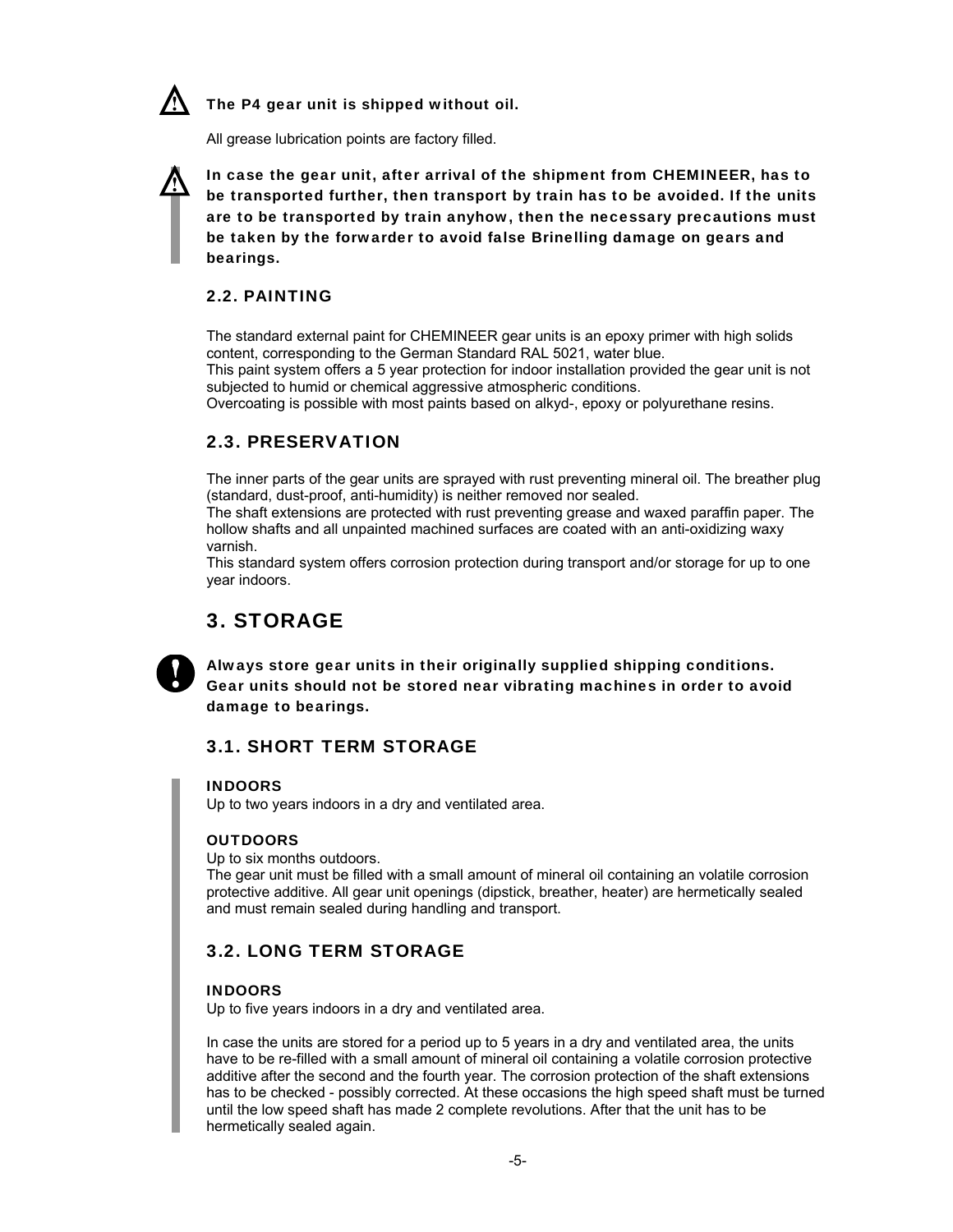**The P4 gear unit is shipped without oil.**

All grease lubrication points are factory filled.

**In case the gear unit, after arrival of the shipment from CHEMINEER, has to be transported further, then transport by train has to be avoided. If the units are to be transported by train anyhow, then the necessary precautions must be taken by the forwarder to avoid false Brinelling damage on gears and bearings.**

### 2.2. PAINTING

The standard external paint for CHEMINEER gear units is an epoxy primer with high solids content, corresponding to the German Standard RAL 5021, water blue.
This paint system offers a 5 year protection for indoor installation provided the gear unit is not subjected to humid or chemical aggressive atmospheric conditions.
Overcoating is possible with most paints based on alkyd-, epoxy or polyurethane resins.

### 2.3. PRESERVATION

The inner parts of the gear units are sprayed with rust preventing mineral oil. The breather plug (standard, dust-proof, anti-humidity) is neither removed nor sealed.
The shaft extensions are protected with rust preventing grease and waxed paraffin paper. The hollow shafts and all unpainted machined surfaces are coated with an anti-oxidizing waxy varnish.
This standard system offers corrosion protection during transport and/or storage for up to one year indoors.

## 3. STORAGE

**Always store gear units in their originally supplied shipping conditions. Gear units should not be stored near vibrating machines in order to avoid damage to bearings.**

### 3.1. SHORT TERM STORAGE

**INDOORS**
Up to two years indoors in a dry and ventilated area.

**OUTDOORS**
Up to six months outdoors.
The gear unit must be filled with a small amount of mineral oil containing an volatile corrosion protective additive. All gear unit openings (dipstick, breather, heater) are hermetically sealed and must remain sealed during handling and transport.

### 3.2. LONG TERM STORAGE

**INDOORS**
Up to five years indoors in a dry and ventilated area.

In case the units are stored for a period up to 5 years in a dry and ventilated area, the units have to be re-filled with a small amount of mineral oil containing a volatile corrosion protective additive after the second and the fourth year. The corrosion protection of the shaft extensions has to be checked - possibly corrected. At these occasions the high speed shaft must be turned until the low speed shaft has made 2 complete revolutions. After that the unit has to be hermetically sealed again.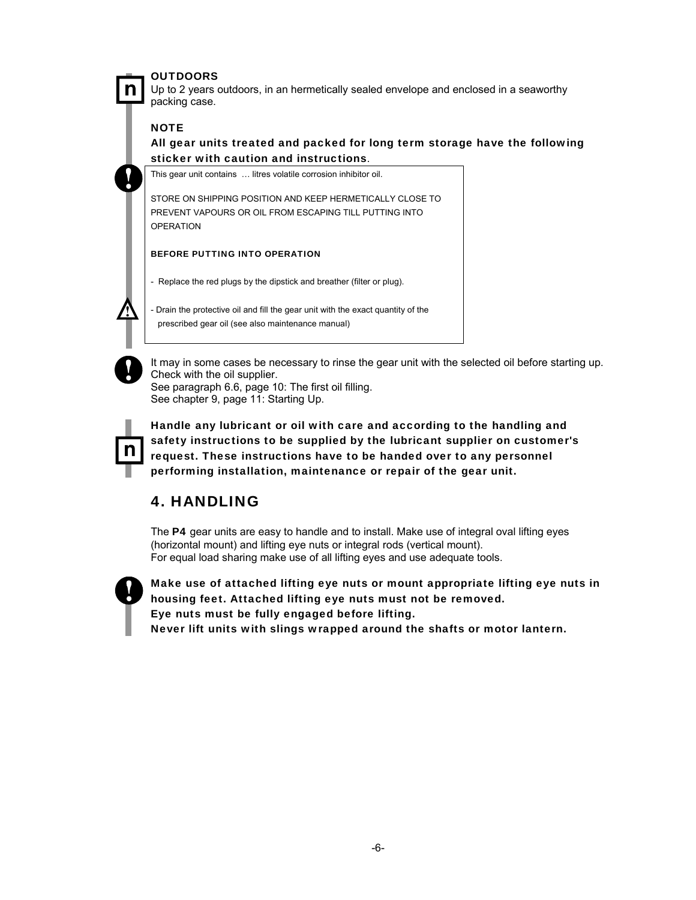**OUTDOORS**

Up to 2 years outdoors, in an hermetically sealed envelope and enclosed in a seaworthy packing case.

**NOTE**

**All gear units treated and packed for long term storage have the following sticker with caution and instructions**.

> This gear unit contains … litres volatile corrosion inhibitor oil.
>
> STORE ON SHIPPING POSITION AND KEEP HERMETICALLY CLOSE TO PREVENT VAPOURS OR OIL FROM ESCAPING TILL PUTTING INTO OPERATION
>
> **BEFORE PUTTING INTO OPERATION**
>
> - Replace the red plugs by the dipstick and breather (filter or plug).
>
> - Drain the protective oil and fill the gear unit with the exact quantity of the prescribed gear oil (see also maintenance manual)

It may in some cases be necessary to rinse the gear unit with the selected oil before starting up. Check with the oil supplier.
See paragraph 6.6, page 10: The first oil filling.
See chapter 9, page 11: Starting Up.

**Handle any lubricant or oil with care and according to the handling and safety instructions to be supplied by the lubricant supplier on customer's request. These instructions have to be handed over to any personnel performing installation, maintenance or repair of the gear unit.**

## 4. HANDLING

The **P4** gear units are easy to handle and to install. Make use of integral oval lifting eyes (horizontal mount) and lifting eye nuts or integral rods (vertical mount).
For equal load sharing make use of all lifting eyes and use adequate tools.

**Make use of attached lifting eye nuts or mount appropriate lifting eye nuts in housing feet. Attached lifting eye nuts must not be removed.**
**Eye nuts must be fully engaged before lifting.**
**Never lift units with slings wrapped around the shafts or motor lantern.**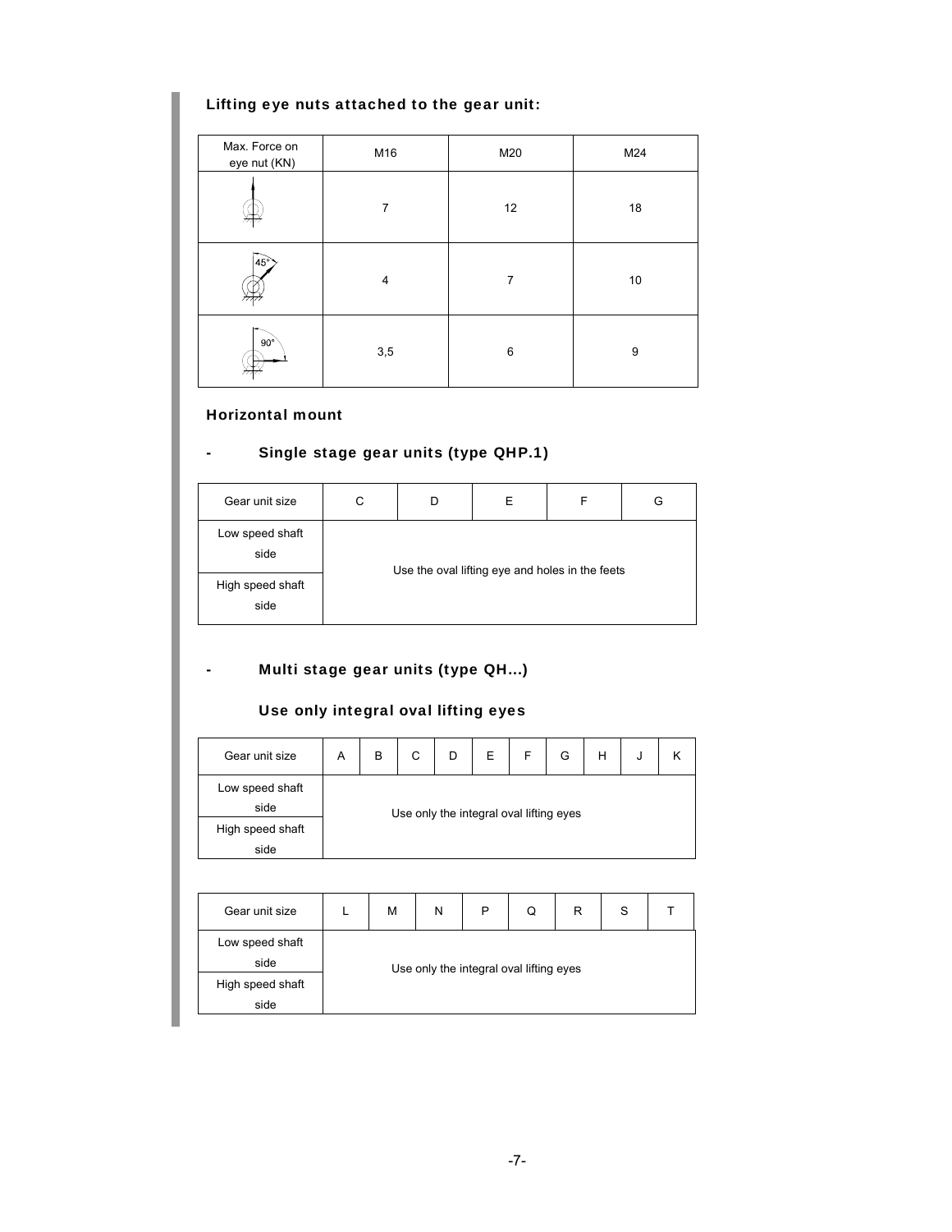### Lifting eye nuts attached to the gear unit:

| Max. Force on eye nut (KN) | M16 | M20 | M24 |
|---|---|---|---|
| (vertical) | 7 | 12 | 18 |
| 45° | 4 | 7 | 10 |
| 90° | 3,5 | 6 | 9 |

### Horizontal mount

### - Single stage gear units (type QHP.1)

| Gear unit size | C | D | E | F | G |
|---|---|---|---|---|---|
| Low speed shaft side | Use the oval lifting eye and holes in the feets | | | | |
| High speed shaft side | | | | | |

### - Multi stage gear units (type QH...)

### Use only integral oval lifting eyes

| Gear unit size | A | B | C | D | E | F | G | H | J | K |
|---|---|---|---|---|---|---|---|---|---|---|
| Low speed shaft side | Use only the integral oval lifting eyes | | | | | | | | | |
| High speed shaft side | | | | | | | | | | |

| Gear unit size | L | M | N | P | Q | R | S | T |
|---|---|---|---|---|---|---|---|---|
| Low speed shaft side | Use only the integral oval lifting eyes | | | | | | | |
| High speed shaft side | | | | | | | | |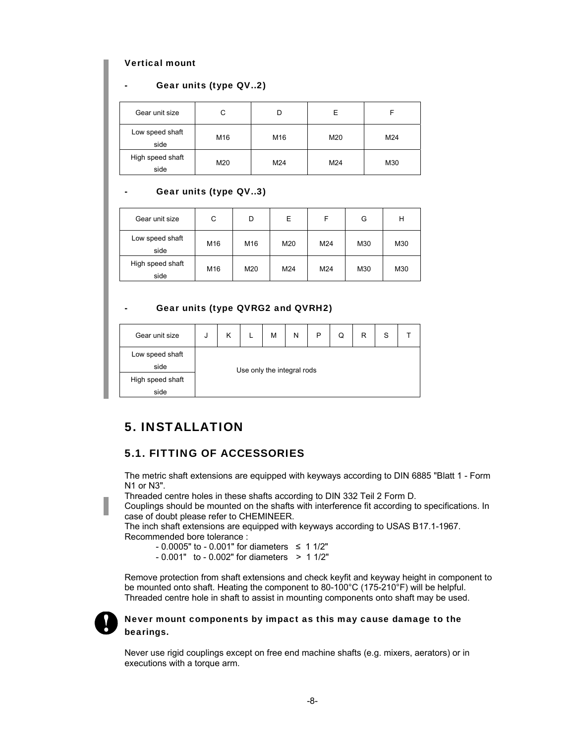**Vertical mount**

- **Gear units (type QV..2)**

| Gear unit size | C | D | E | F |
|---|---|---|---|---|
| Low speed shaft side | M16 | M16 | M20 | M24 |
| High speed shaft side | M20 | M24 | M24 | M30 |

- **Gear units (type QV..3)**

| Gear unit size | C | D | E | F | G | H |
|---|---|---|---|---|---|---|
| Low speed shaft side | M16 | M16 | M20 | M24 | M30 | M30 |
| High speed shaft side | M16 | M20 | M24 | M24 | M30 | M30 |

- **Gear units (type QVRG2 and QVRH2)**

| Gear unit size | J | K | L | M | N | P | Q | R | S | T |
|---|---|---|---|---|---|---|---|---|---|---|
| Low speed shaft side | Use only the integral rods | | | | | | | | | |
| High speed shaft side | | | | | | | | | | |

# 5. INSTALLATION

## 5.1. FITTING OF ACCESSORIES

The metric shaft extensions are equipped with keyways according to DIN 6885 "Blatt 1 - Form N1 or N3".
Threaded centre holes in these shafts according to DIN 332 Teil 2 Form D.
Couplings should be mounted on the shafts with interference fit according to specifications. In case of doubt please refer to CHEMINEER.
The inch shaft extensions are equipped with keyways according to USAS B17.1-1967.
Recommended bore tolerance :

- 0.0005" to - 0.001" for diameters ≤ 1 1/2"
- 0.001" to - 0.002" for diameters > 1 1/2"

Remove protection from shaft extensions and check keyfit and keyway height in component to be mounted onto shaft. Heating the component to 80-100°C (175-210°F) will be helpful. Threaded centre hole in shaft to assist in mounting components onto shaft may be used.

**Never mount components by impact as this may cause damage to the bearings.**

Never use rigid couplings except on free end machine shafts (e.g. mixers, aerators) or in executions with a torque arm.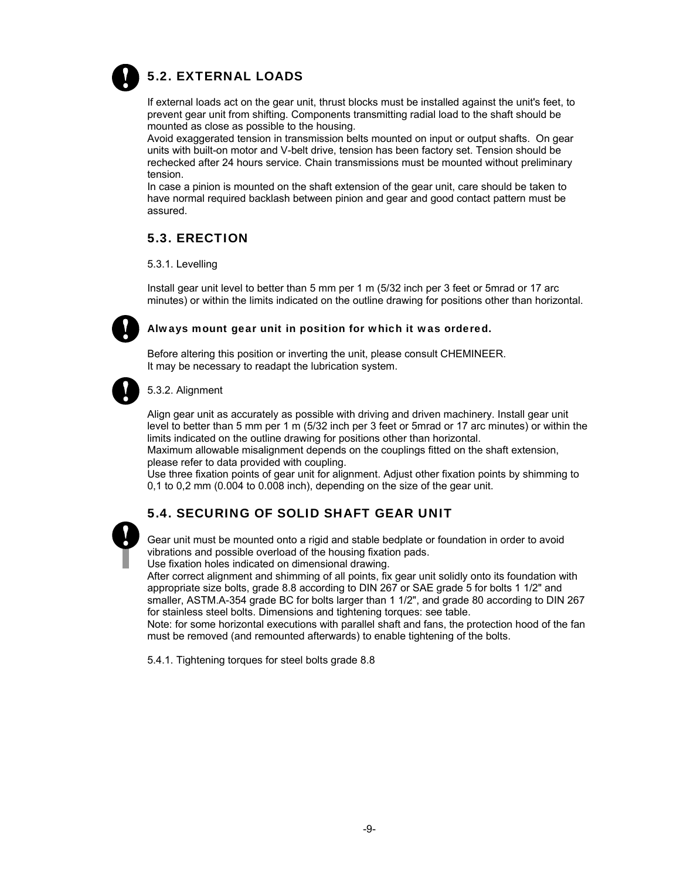## 5.2. EXTERNAL LOADS

If external loads act on the gear unit, thrust blocks must be installed against the unit's feet, to prevent gear unit from shifting. Components transmitting radial load to the shaft should be mounted as close as possible to the housing.
Avoid exaggerated tension in transmission belts mounted on input or output shafts. On gear units with built-on motor and V-belt drive, tension has been factory set. Tension should be rechecked after 24 hours service. Chain transmissions must be mounted without preliminary tension.
In case a pinion is mounted on the shaft extension of the gear unit, care should be taken to have normal required backlash between pinion and gear and good contact pattern must be assured.

## 5.3. ERECTION

5.3.1. Levelling

Install gear unit level to better than 5 mm per 1 m (5/32 inch per 3 feet or 5mrad or 17 arc minutes) or within the limits indicated on the outline drawing for positions other than horizontal.

**Always mount gear unit in position for which it was ordered.**

Before altering this position or inverting the unit, please consult CHEMINEER.
It may be necessary to readapt the lubrication system.

5.3.2. Alignment

Align gear unit as accurately as possible with driving and driven machinery. Install gear unit level to better than 5 mm per 1 m (5/32 inch per 3 feet or 5mrad or 17 arc minutes) or within the limits indicated on the outline drawing for positions other than horizontal.
Maximum allowable misalignment depends on the couplings fitted on the shaft extension, please refer to data provided with coupling.
Use three fixation points of gear unit for alignment. Adjust other fixation points by shimming to 0,1 to 0,2 mm (0.004 to 0.008 inch), depending on the size of the gear unit.

## 5.4. SECURING OF SOLID SHAFT GEAR UNIT

Gear unit must be mounted onto a rigid and stable bedplate or foundation in order to avoid vibrations and possible overload of the housing fixation pads.
Use fixation holes indicated on dimensional drawing.
After correct alignment and shimming of all points, fix gear unit solidly onto its foundation with appropriate size bolts, grade 8.8 according to DIN 267 or SAE grade 5 for bolts 1 1/2" and smaller, ASTM.A-354 grade BC for bolts larger than 1 1/2", and grade 80 according to DIN 267 for stainless steel bolts. Dimensions and tightening torques: see table.
Note: for some horizontal executions with parallel shaft and fans, the protection hood of the fan must be removed (and remounted afterwards) to enable tightening of the bolts.

5.4.1. Tightening torques for steel bolts grade 8.8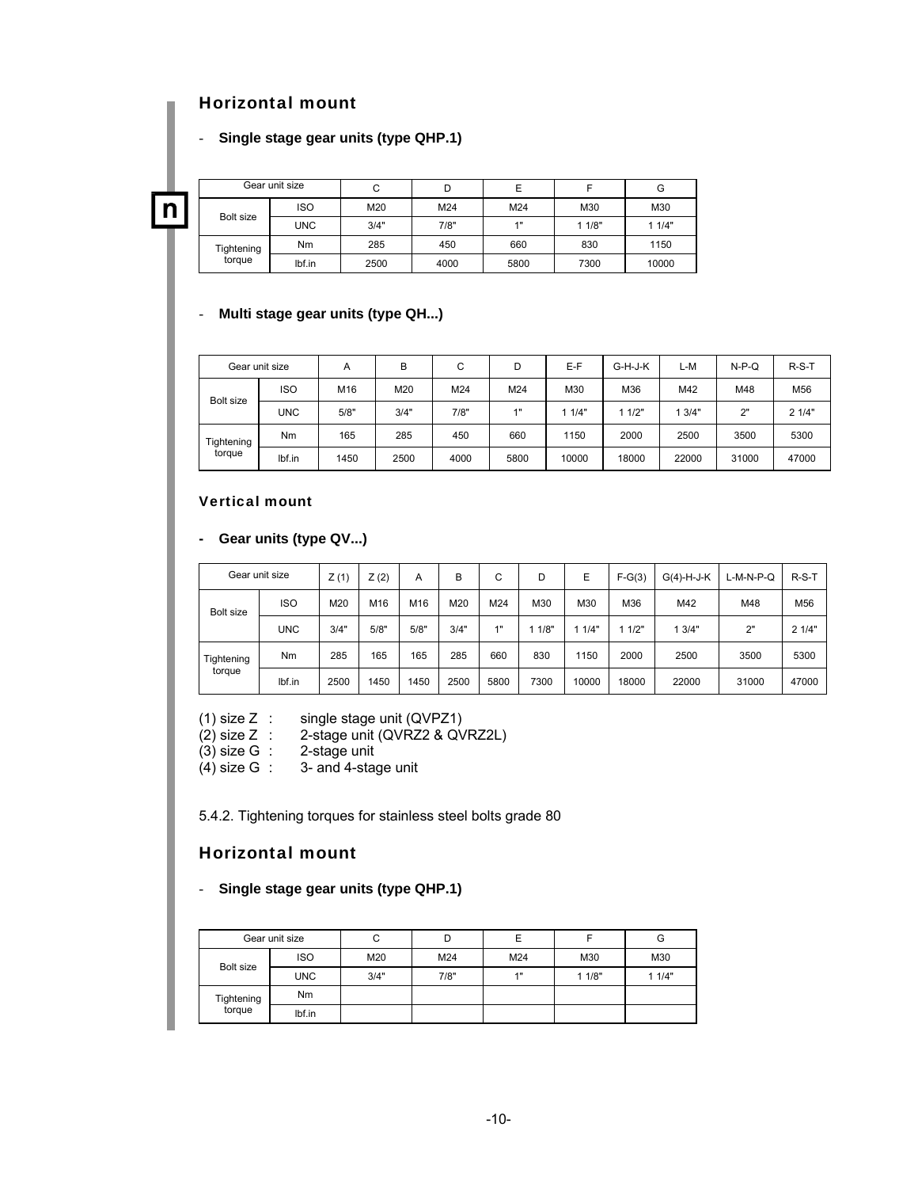## Horizontal mount

- **Single stage gear units (type QHP.1)**

| Gear unit size | | C | D | E | F | G |
|---|---|---|---|---|---|---|
| Bolt size | ISO | M20 | M24 | M24 | M30 | M30 |
| | UNC | 3/4" | 7/8" | 1" | 1 1/8" | 1 1/4" |
| Tightening torque | Nm | 285 | 450 | 660 | 830 | 1150 |
| | lbf.in | 2500 | 4000 | 5800 | 7300 | 10000 |

- **Multi stage gear units (type QH...)**

| Gear unit size | | A | B | C | D | E-F | G-H-J-K | L-M | N-P-Q | R-S-T |
|---|---|---|---|---|---|---|---|---|---|---|
| Bolt size | ISO | M16 | M20 | M24 | M24 | M30 | M36 | M42 | M48 | M56 |
| | UNC | 5/8" | 3/4" | 7/8" | 1" | 1 1/4" | 1 1/2" | 1 3/4" | 2" | 2 1/4" |
| Tightening torque | Nm | 165 | 285 | 450 | 660 | 1150 | 2000 | 2500 | 3500 | 5300 |
| | lbf.in | 1450 | 2500 | 4000 | 5800 | 10000 | 18000 | 22000 | 31000 | 47000 |

### Vertical mount

- **Gear units (type QV...)**

| Gear unit size | | Z (1) | Z (2) | A | B | C | D | E | F-G(3) | G(4)-H-J-K | L-M-N-P-Q | R-S-T |
|---|---|---|---|---|---|---|---|---|---|---|---|---|
| Bolt size | ISO | M20 | M16 | M16 | M20 | M24 | M30 | M30 | M36 | M42 | M48 | M56 |
| | UNC | 3/4" | 5/8" | 5/8" | 3/4" | 1" | 1 1/8" | 1 1/4" | 1 1/2" | 1 3/4" | 2" | 2 1/4" |
| Tightening torque | Nm | 285 | 165 | 165 | 285 | 660 | 830 | 1150 | 2000 | 2500 | 3500 | 5300 |
| | lbf.in | 2500 | 1450 | 1450 | 2500 | 5800 | 7300 | 10000 | 18000 | 22000 | 31000 | 47000 |

(1) size Z : single stage unit (QVPZ1)
(2) size Z : 2-stage unit (QVRZ2 & QVRZ2L)
(3) size G : 2-stage unit
(4) size G : 3- and 4-stage unit

5.4.2. Tightening torques for stainless steel bolts grade 80

## Horizontal mount

- **Single stage gear units (type QHP.1)**

| Gear unit size | | C | D | E | F | G |
|---|---|---|---|---|---|---|
| Bolt size | ISO | M20 | M24 | M24 | M30 | M30 |
| | UNC | 3/4" | 7/8" | 1" | 1 1/8" | 1 1/4" |
| Tightening torque | Nm | | | | | |
| | lbf.in | | | | | |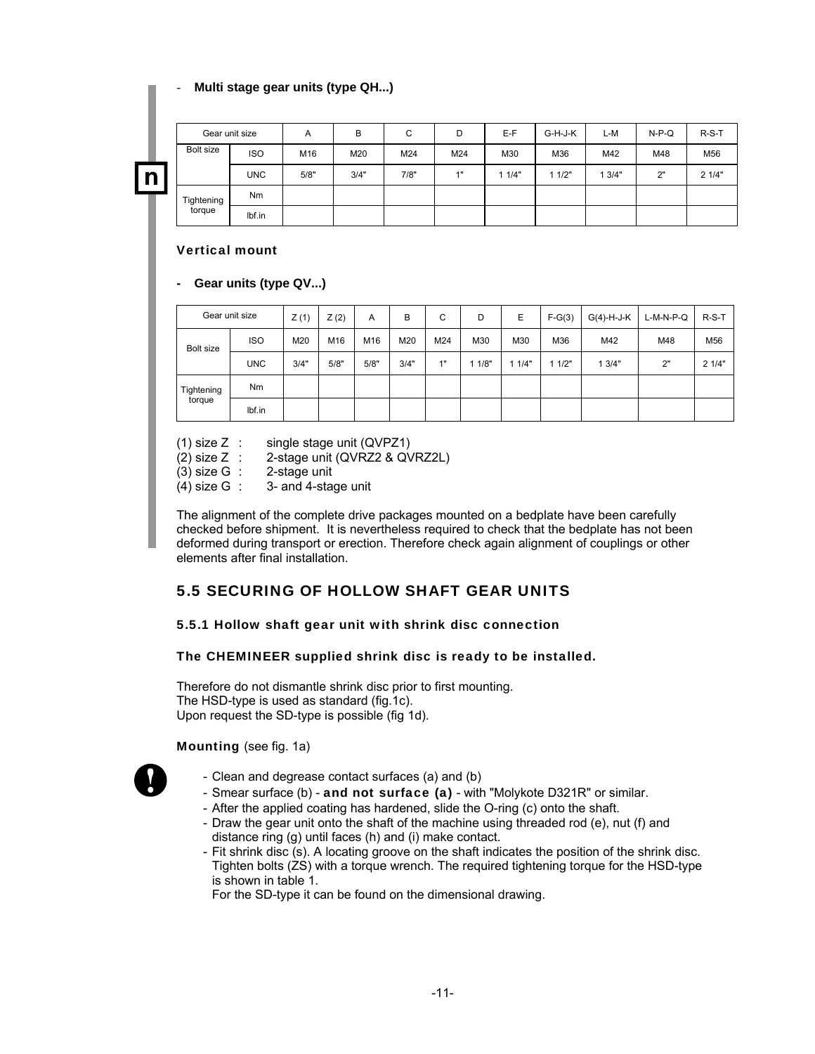- **Multi stage gear units (type QH...)**

| Gear unit size | | A | B | C | D | E-F | G-H-J-K | L-M | N-P-Q | R-S-T |
|---|---|---|---|---|---|---|---|---|---|---|
| Bolt size | ISO | M16 | M20 | M24 | M24 | M30 | M36 | M42 | M48 | M56 |
| | UNC | 5/8" | 3/4" | 7/8" | 1" | 1 1/4" | 1 1/2" | 1 3/4" | 2" | 2 1/4" |
| Tightening torque | Nm | | | | | | | | | |
| | lbf.in | | | | | | | | | |

### Vertical mount

- **Gear units (type QV...)**

| Gear unit size | | Z (1) | Z (2) | A | B | C | D | E | F-G(3) | G(4)-H-J-K | L-M-N-P-Q | R-S-T |
|---|---|---|---|---|---|---|---|---|---|---|---|---|
| Bolt size | ISO | M20 | M16 | M16 | M20 | M24 | M30 | M30 | M36 | M42 | M48 | M56 |
| | UNC | 3/4" | 5/8" | 5/8" | 3/4" | 1" | 1 1/8" | 1 1/4" | 1 1/2" | 1 3/4" | 2" | 2 1/4" |
| Tightening torque | Nm | | | | | | | | | | | |
| | lbf.in | | | | | | | | | | | |

(1) size Z : single stage unit (QVPZ1)
(2) size Z : 2-stage unit (QVRZ2 & QVRZ2L)
(3) size G : 2-stage unit
(4) size G : 3- and 4-stage unit

The alignment of the complete drive packages mounted on a bedplate have been carefully checked before shipment. It is nevertheless required to check that the bedplate has not been deformed during transport or erection. Therefore check again alignment of couplings or other elements after final installation.

## 5.5 SECURING OF HOLLOW SHAFT GEAR UNITS

### 5.5.1 Hollow shaft gear unit with shrink disc connection

**The CHEMINEER supplied shrink disc is ready to be installed.**

Therefore do not dismantle shrink disc prior to first mounting.
The HSD-type is used as standard (fig.1c).
Upon request the SD-type is possible (fig 1d).

**Mounting** (see fig. 1a)

- Clean and degrease contact surfaces (a) and (b)
- Smear surface (b) - **and not surface (a)** - with "Molykote D321R" or similar.
- After the applied coating has hardened, slide the O-ring (c) onto the shaft.
- Draw the gear unit onto the shaft of the machine using threaded rod (e), nut (f) and distance ring (g) until faces (h) and (i) make contact.
- Fit shrink disc (s). A locating groove on the shaft indicates the position of the shrink disc. Tighten bolts (ZS) with a torque wrench. The required tightening torque for the HSD-type is shown in table 1.
  For the SD-type it can be found on the dimensional drawing.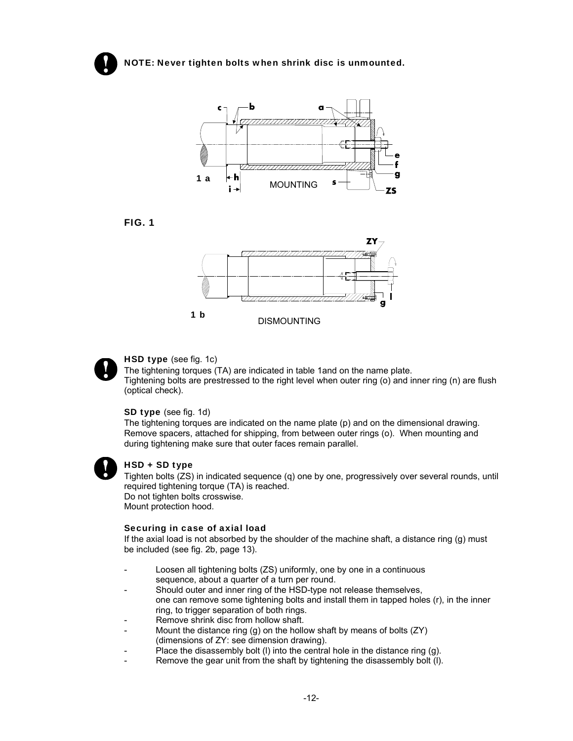**NOTE: Never tighten bolts when shrink disc is unmounted.**

1 a MOUNTING

FIG. 1

1 b DISMOUNTING

**HSD type** (see fig. 1c)
The tightening torques (TA) are indicated in table 1and on the name plate.
Tightening bolts are prestressed to the right level when outer ring (o) and inner ring (n) are flush (optical check).

**SD type** (see fig. 1d)
The tightening torques are indicated on the name plate (p) and on the dimensional drawing.
Remove spacers, attached for shipping, from between outer rings (o). When mounting and during tightening make sure that outer faces remain parallel.

**HSD + SD type**
Tighten bolts (ZS) in indicated sequence (q) one by one, progressively over several rounds, until required tightening torque (TA) is reached.
Do not tighten bolts crosswise.
Mount protection hood.

**Securing in case of axial load**
If the axial load is not absorbed by the shoulder of the machine shaft, a distance ring (g) must be included (see fig. 2b, page 13).

- Loosen all tightening bolts (ZS) uniformly, one by one in a continuous sequence, about a quarter of a turn per round.
- Should outer and inner ring of the HSD-type not release themselves, one can remove some tightening bolts and install them in tapped holes (r), in the inner ring, to trigger separation of both rings.
- Remove shrink disc from hollow shaft.
- Mount the distance ring (g) on the hollow shaft by means of bolts (ZY) (dimensions of ZY: see dimension drawing).
- Place the disassembly bolt (l) into the central hole in the distance ring (g).
- Remove the gear unit from the shaft by tightening the disassembly bolt (l).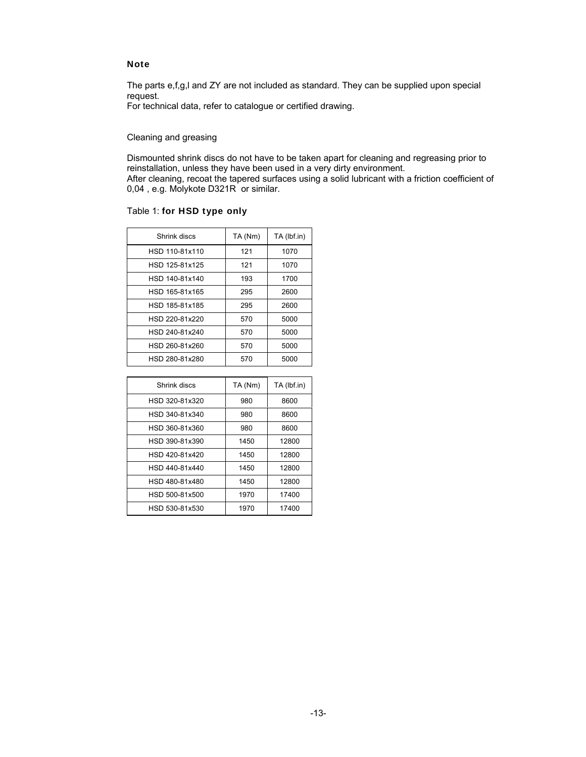**Note**

The parts e,f,g,l and ZY are not included as standard. They can be supplied upon special request.
For technical data, refer to catalogue or certified drawing.

Cleaning and greasing

Dismounted shrink discs do not have to be taken apart for cleaning and regreasing prior to reinstallation, unless they have been used in a very dirty environment.
After cleaning, recoat the tapered surfaces using a solid lubricant with a friction coefficient of 0,04 , e.g. Molykote D321R or similar.

Table 1: **for HSD type only**

| Shrink discs | TA (Nm) | TA (lbf.in) |
|---|---|---|
| HSD 110-81x110 | 121 | 1070 |
| HSD 125-81x125 | 121 | 1070 |
| HSD 140-81x140 | 193 | 1700 |
| HSD 165-81x165 | 295 | 2600 |
| HSD 185-81x185 | 295 | 2600 |
| HSD 220-81x220 | 570 | 5000 |
| HSD 240-81x240 | 570 | 5000 |
| HSD 260-81x260 | 570 | 5000 |
| HSD 280-81x280 | 570 | 5000 |

| Shrink discs | TA (Nm) | TA (lbf.in) |
|---|---|---|
| HSD 320-81x320 | 980 | 8600 |
| HSD 340-81x340 | 980 | 8600 |
| HSD 360-81x360 | 980 | 8600 |
| HSD 390-81x390 | 1450 | 12800 |
| HSD 420-81x420 | 1450 | 12800 |
| HSD 440-81x440 | 1450 | 12800 |
| HSD 480-81x480 | 1450 | 12800 |
| HSD 500-81x500 | 1970 | 17400 |
| HSD 530-81x530 | 1970 | 17400 |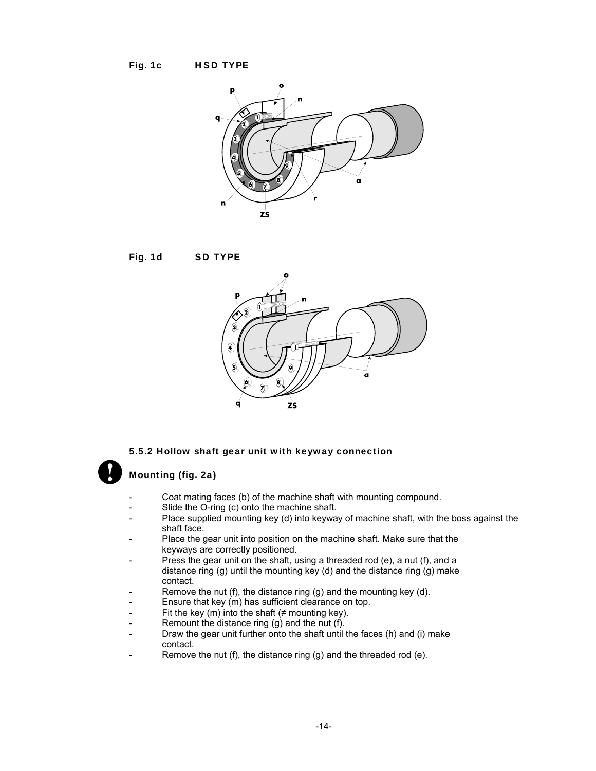Fig. 1c HSD TYPE

Fig. 1d SD TYPE

### 5.5.2 Hollow shaft gear unit with keyway connection

#### Mounting (fig. 2a)

- Coat mating faces (b) of the machine shaft with mounting compound.
- Slide the O-ring (c) onto the machine shaft.
- Place supplied mounting key (d) into keyway of machine shaft, with the boss against the shaft face.
- Place the gear unit into position on the machine shaft. Make sure that the keyways are correctly positioned.
- Press the gear unit on the shaft, using a threaded rod (e), a nut (f), and a distance ring (g) until the mounting key (d) and the distance ring (g) make contact.
- Remove the nut (f), the distance ring (g) and the mounting key (d).
- Ensure that key (m) has sufficient clearance on top.
- Fit the key (m) into the shaft (≠ mounting key).
- Remount the distance ring (g) and the nut (f).
- Draw the gear unit further onto the shaft until the faces (h) and (i) make contact.
- Remove the nut (f), the distance ring (g) and the threaded rod (e).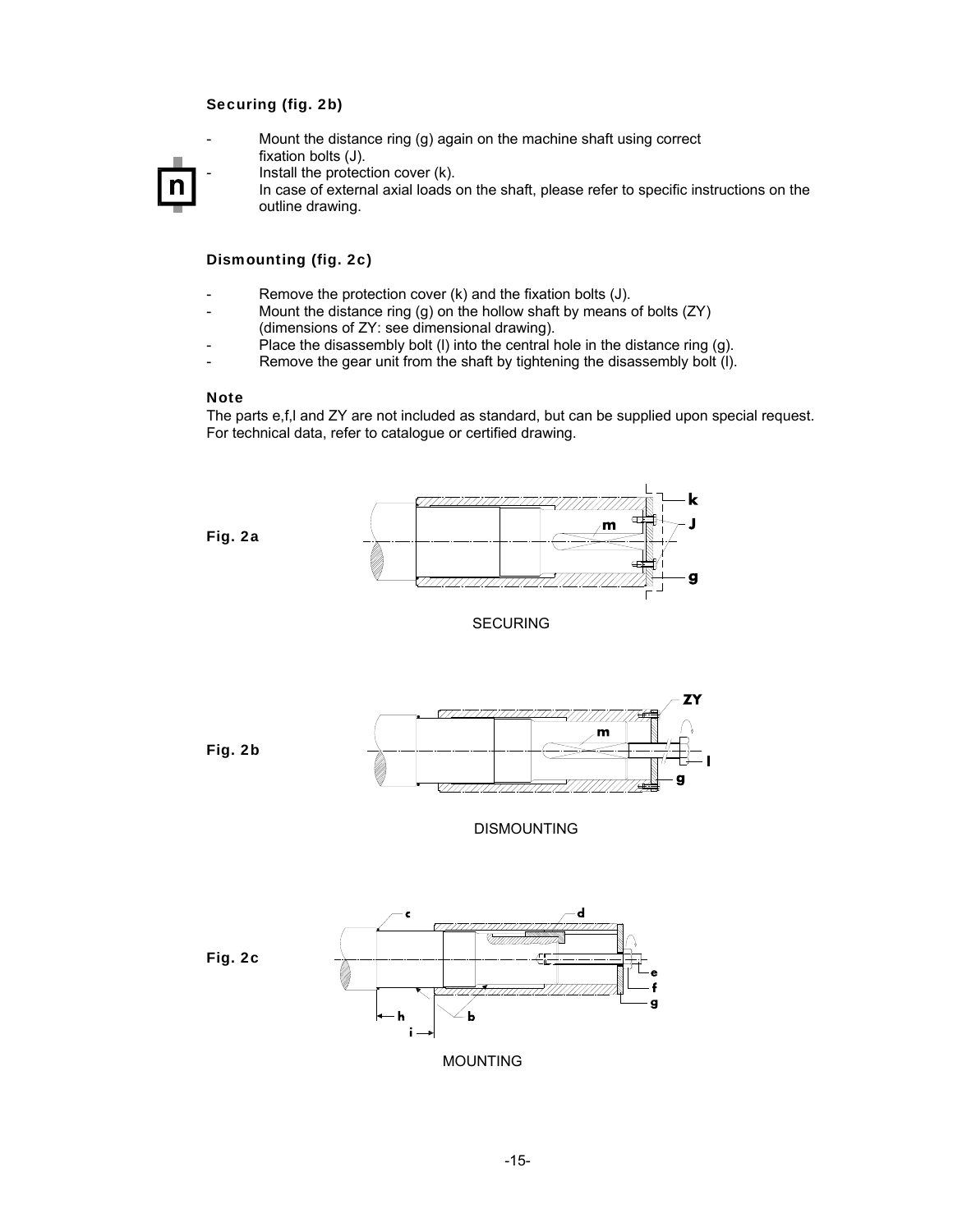### Securing (fig. 2b)

- Mount the distance ring (g) again on the machine shaft using correct fixation bolts (J).
- Install the protection cover (k).
  In case of external axial loads on the shaft, please refer to specific instructions on the outline drawing.

### Dismounting (fig. 2c)

- Remove the protection cover (k) and the fixation bolts (J).
- Mount the distance ring (g) on the hollow shaft by means of bolts (ZY) (dimensions of ZY: see dimensional drawing).
- Place the disassembly bolt (l) into the central hole in the distance ring (g).
- Remove the gear unit from the shaft by tightening the disassembly bolt (l).

### Note

The parts e,f,l and ZY are not included as standard, but can be supplied upon special request. For technical data, refer to catalogue or certified drawing.

Fig. 2a

SECURING

Fig. 2b

DISMOUNTING

Fig. 2c

MOUNTING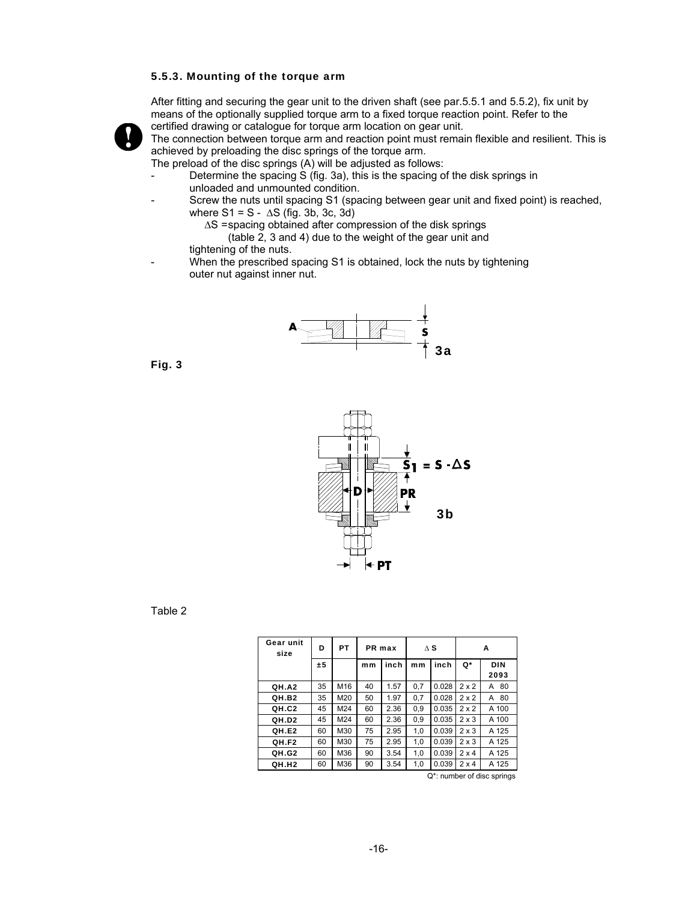### 5.5.3. Mounting of the torque arm

After fitting and securing the gear unit to the driven shaft (see par.5.5.1 and 5.5.2), fix unit by means of the optionally supplied torque arm to a fixed torque reaction point. Refer to the certified drawing or catalogue for torque arm location on gear unit.

The connection between torque arm and reaction point must remain flexible and resilient. This is achieved by preloading the disc springs of the torque arm.

The preload of the disc springs (A) will be adjusted as follows:

- Determine the spacing S (fig. 3a), this is the spacing of the disk springs in unloaded and unmounted condition.
- Screw the nuts until spacing S1 (spacing between gear unit and fixed point) is reached, where S1 = S - ΔS (fig. 3b, 3c, 3d)
  ΔS =spacing obtained after compression of the disk springs (table 2, 3 and 4) due to the weight of the gear unit and tightening of the nuts.
- When the prescribed spacing S1 is obtained, lock the nuts by tightening outer nut against inner nut.

Fig. 3

A  S  3a

$S_1 = S - \Delta S$  D  PR  PT  3b

Table 2

| Gear unit size | D | PT | PR max | | Δ S | | A | |
|---|---|---|---|---|---|---|---|---|
| | ±5 | | mm | inch | mm | inch | Q* | DIN 2093 |
| QH.A2 | 35 | M16 | 40 | 1.57 | 0,7 | 0.028 | 2 x 2 | A 80 |
| QH.B2 | 35 | M20 | 50 | 1.97 | 0,7 | 0.028 | 2 x 2 | A 80 |
| QH.C2 | 45 | M24 | 60 | 2.36 | 0,9 | 0.035 | 2 x 2 | A 100 |
| QH.D2 | 45 | M24 | 60 | 2.36 | 0,9 | 0.035 | 2 x 3 | A 100 |
| QH.E2 | 60 | M30 | 75 | 2.95 | 1,0 | 0.039 | 2 x 3 | A 125 |
| QH.F2 | 60 | M30 | 75 | 2.95 | 1,0 | 0.039 | 2 x 3 | A 125 |
| QH.G2 | 60 | M36 | 90 | 3.54 | 1,0 | 0.039 | 2 x 4 | A 125 |
| QH.H2 | 60 | M36 | 90 | 3.54 | 1,0 | 0.039 | 2 x 4 | A 125 |

Q*: number of disc springs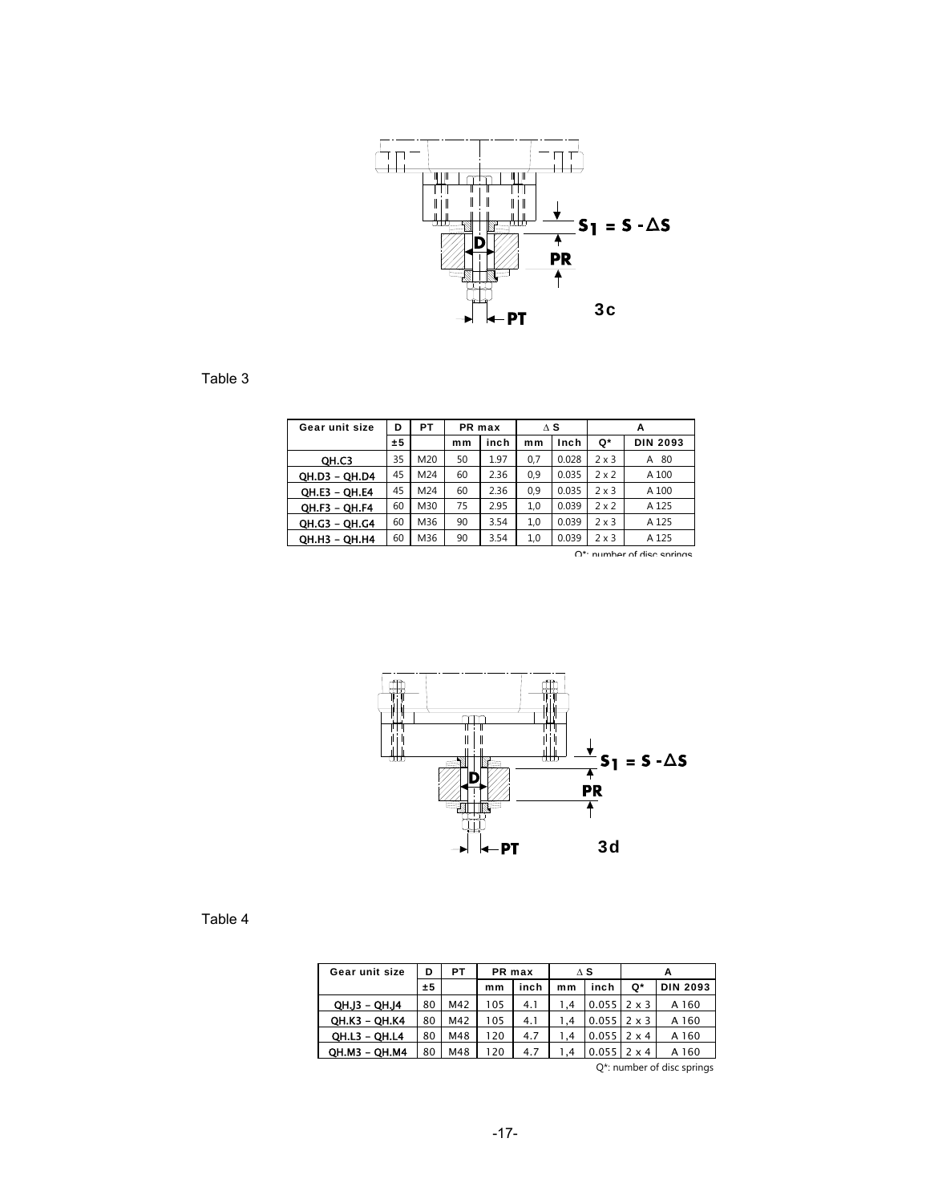$S_1 = S - \Delta S$

D

PR

PT

3c

Table 3

| Gear unit size | D | PT | PR max | | ΔS | | A | |
|---|---|---|---|---|---|---|---|---|
| | ±5 | | mm | inch | mm | Inch | Q* | DIN 2093 |
| QH.C3 | 35 | M20 | 50 | 1.97 | 0,7 | 0.028 | 2 x 3 | A 80 |
| QH.D3 – QH.D4 | 45 | M24 | 60 | 2.36 | 0,9 | 0.035 | 2 x 2 | A 100 |
| QH.E3 – QH.E4 | 45 | M24 | 60 | 2.36 | 0,9 | 0.035 | 2 x 3 | A 100 |
| QH.F3 – QH.F4 | 60 | M30 | 75 | 2.95 | 1,0 | 0.039 | 2 x 2 | A 125 |
| QH.G3 – QH.G4 | 60 | M36 | 90 | 3.54 | 1,0 | 0.039 | 2 x 3 | A 125 |
| QH.H3 – QH.H4 | 60 | M36 | 90 | 3.54 | 1,0 | 0.039 | 2 x 3 | A 125 |

Q*: number of disc springs

$S_1 = S - \Delta S$

D

PR

PT

3d

Table 4

| Gear unit size | D | PT | PR max | | ΔS | | A | |
|---|---|---|---|---|---|---|---|---|
| | ±5 | | mm | inch | mm | inch | Q* | DIN 2093 |
| QH.J3 – QH.J4 | 80 | M42 | 105 | 4.1 | 1,4 | 0.055 | 2 x 3 | A 160 |
| QH.K3 – QH.K4 | 80 | M42 | 105 | 4.1 | 1,4 | 0.055 | 2 x 3 | A 160 |
| QH.L3 – QH.L4 | 80 | M48 | 120 | 4.7 | 1,4 | 0.055 | 2 x 4 | A 160 |
| QH.M3 – QH.M4 | 80 | M48 | 120 | 4.7 | 1,4 | 0.055 | 2 x 4 | A 160 |

Q*: number of disc springs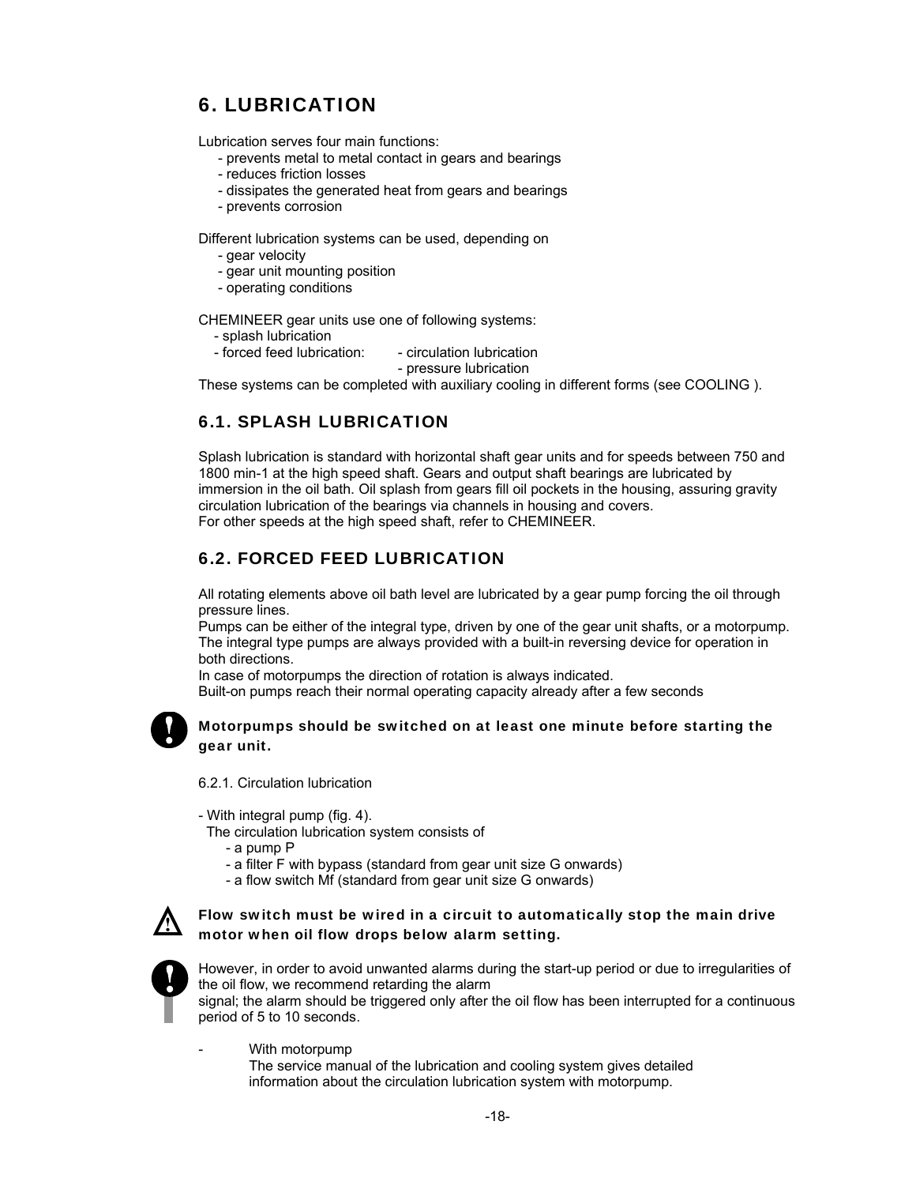# 6. LUBRICATION

Lubrication serves four main functions:

- prevents metal to metal contact in gears and bearings
- reduces friction losses
- dissipates the generated heat from gears and bearings
- prevents corrosion

Different lubrication systems can be used, depending on

- gear velocity
- gear unit mounting position
- operating conditions

CHEMINEER gear units use one of following systems:

- splash lubrication
- forced feed lubrication:
  - circulation lubrication
  - pressure lubrication

These systems can be completed with auxiliary cooling in different forms (see COOLING ).

## 6.1. SPLASH LUBRICATION

Splash lubrication is standard with horizontal shaft gear units and for speeds between 750 and 1800 min-1 at the high speed shaft. Gears and output shaft bearings are lubricated by immersion in the oil bath. Oil splash from gears fill oil pockets in the housing, assuring gravity circulation lubrication of the bearings via channels in housing and covers.
For other speeds at the high speed shaft, refer to CHEMINEER.

## 6.2. FORCED FEED LUBRICATION

All rotating elements above oil bath level are lubricated by a gear pump forcing the oil through pressure lines.
Pumps can be either of the integral type, driven by one of the gear unit shafts, or a motorpump.
The integral type pumps are always provided with a built-in reversing device for operation in both directions.
In case of motorpumps the direction of rotation is always indicated.
Built-on pumps reach their normal operating capacity already after a few seconds

**Motorpumps should be switched on at least one minute before starting the gear unit.**

6.2.1. Circulation lubrication

- With integral pump (fig. 4).
  The circulation lubrication system consists of
  - a pump P
  - a filter F with bypass (standard from gear unit size G onwards)
  - a flow switch Mf (standard from gear unit size G onwards)

**Flow switch must be wired in a circuit to automatically stop the main drive motor when oil flow drops below alarm setting.**

However, in order to avoid unwanted alarms during the start-up period or due to irregularities of the oil flow, we recommend retarding the alarm
signal; the alarm should be triggered only after the oil flow has been interrupted for a continuous period of 5 to 10 seconds.

- With motorpump
  The service manual of the lubrication and cooling system gives detailed information about the circulation lubrication system with motorpump.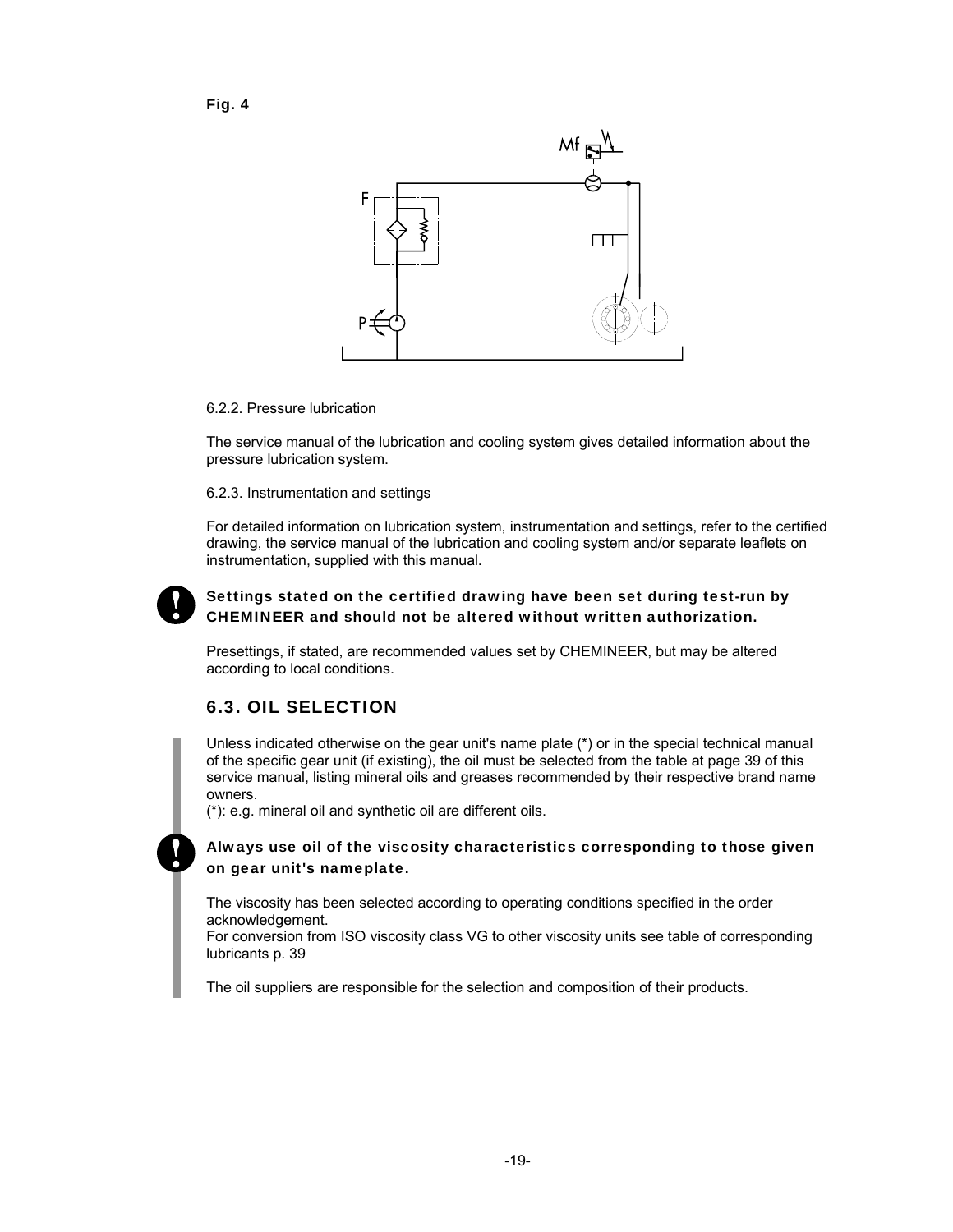**Fig. 4**

6.2.2. Pressure lubrication

The service manual of the lubrication and cooling system gives detailed information about the pressure lubrication system.

6.2.3. Instrumentation and settings

For detailed information on lubrication system, instrumentation and settings, refer to the certified drawing, the service manual of the lubrication and cooling system and/or separate leaflets on instrumentation, supplied with this manual.

**Settings stated on the certified drawing have been set during test-run by CHEMINEER and should not be altered without written authorization.**

Presettings, if stated, are recommended values set by CHEMINEER, but may be altered according to local conditions.

## 6.3. OIL SELECTION

Unless indicated otherwise on the gear unit's name plate (*) or in the special technical manual of the specific gear unit (if existing), the oil must be selected from the table at page 39 of this service manual, listing mineral oils and greases recommended by their respective brand name owners.
(*): e.g. mineral oil and synthetic oil are different oils.

**Always use oil of the viscosity characteristics corresponding to those given on gear unit's nameplate.**

The viscosity has been selected according to operating conditions specified in the order acknowledgement.
For conversion from ISO viscosity class VG to other viscosity units see table of corresponding lubricants p. 39

The oil suppliers are responsible for the selection and composition of their products.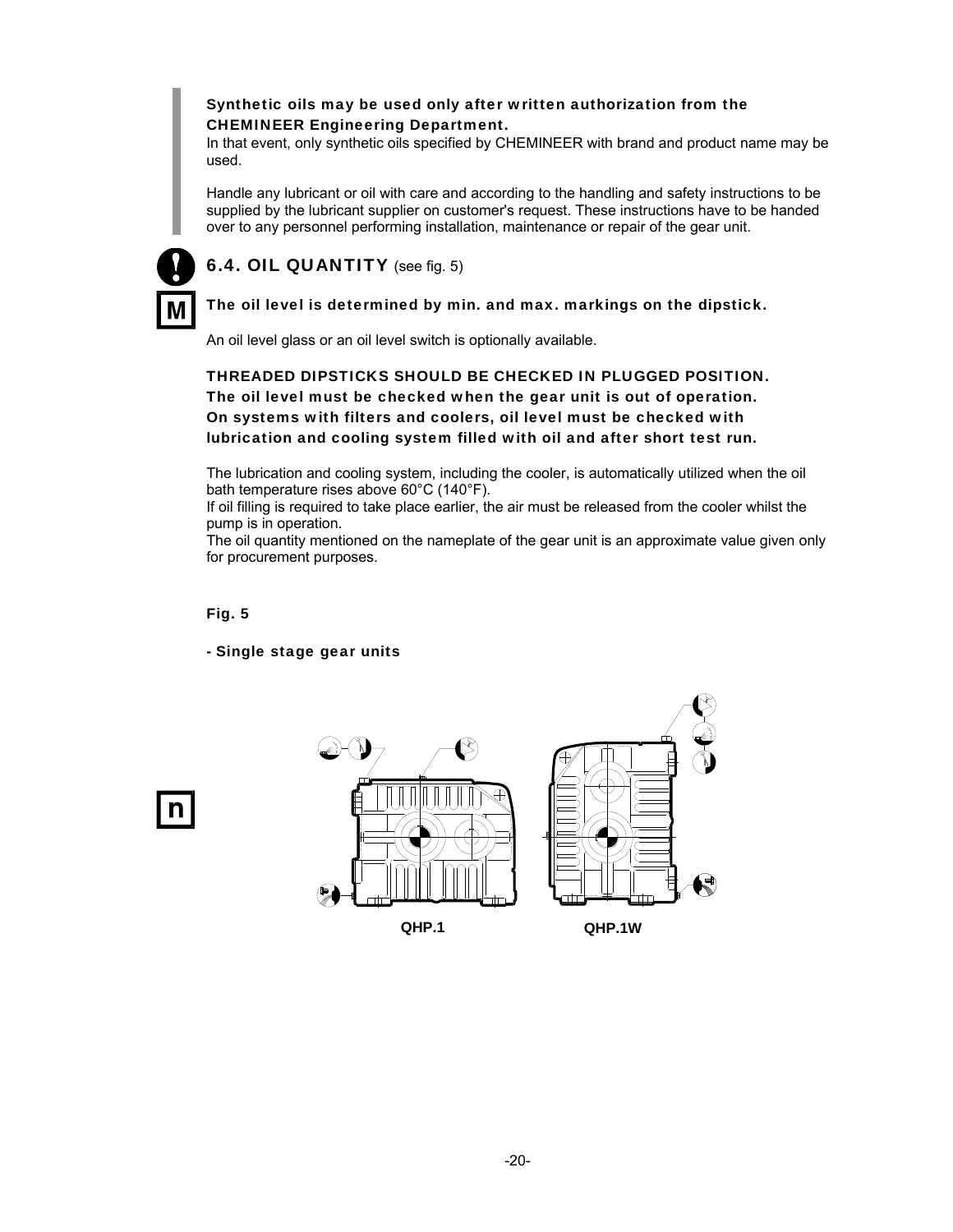**Synthetic oils may be used only after written authorization from the CHEMINEER Engineering Department.**
In that event, only synthetic oils specified by CHEMINEER with brand and product name may be used.

Handle any lubricant or oil with care and according to the handling and safety instructions to be supplied by the lubricant supplier on customer's request. These instructions have to be handed over to any personnel performing installation, maintenance or repair of the gear unit.

## 6.4. OIL QUANTITY (see fig. 5)

**The oil level is determined by min. and max. markings on the dipstick.**

An oil level glass or an oil level switch is optionally available.

**THREADED DIPSTICKS SHOULD BE CHECKED IN PLUGGED POSITION.**
**The oil level must be checked when the gear unit is out of operation.**
**On systems with filters and coolers, oil level must be checked with lubrication and cooling system filled with oil and after short test run.**

The lubrication and cooling system, including the cooler, is automatically utilized when the oil bath temperature rises above 60°C (140°F).
If oil filling is required to take place earlier, the air must be released from the cooler whilst the pump is in operation.
The oil quantity mentioned on the nameplate of the gear unit is an approximate value given only for procurement purposes.

**Fig. 5**

**- Single stage gear units**

QHP.1 QHP.1W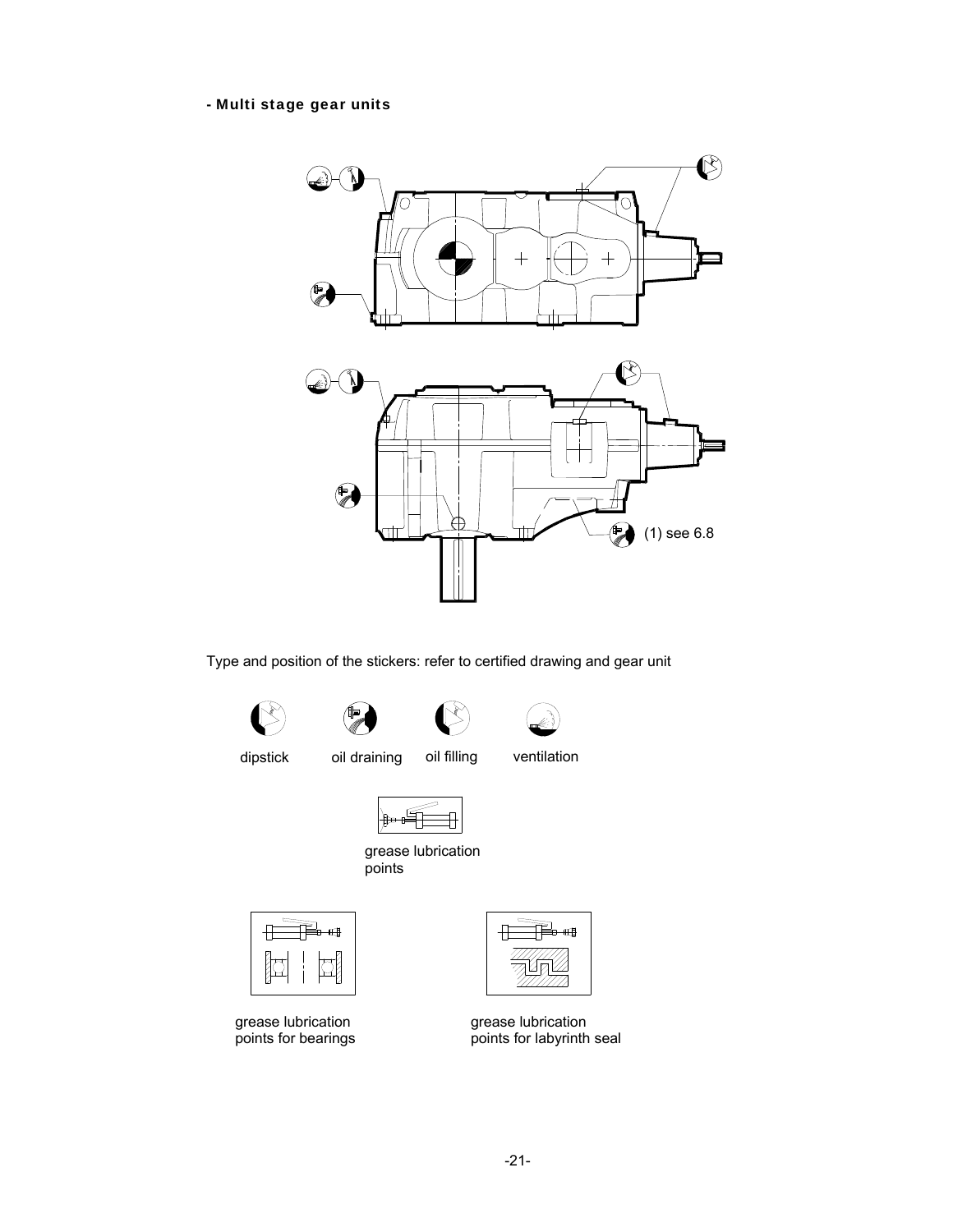- **Multi stage gear units**

(1) see 6.8

Type and position of the stickers: refer to certified drawing and gear unit

dipstick oil draining oil filling ventilation

grease lubrication points

grease lubrication points for bearings

grease lubrication points for labyrinth seal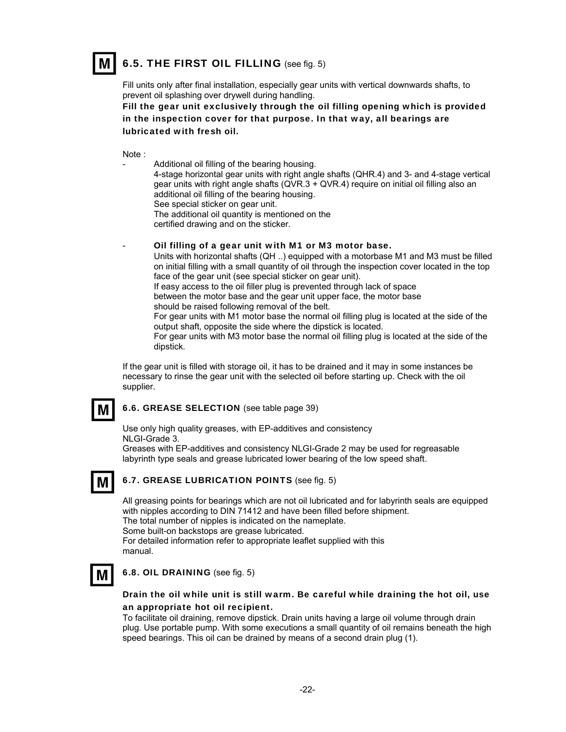## 6.5. THE FIRST OIL FILLING (see fig. 5)

Fill units only after final installation, especially gear units with vertical downwards shafts, to prevent oil splashing over drywell during handling.

**Fill the gear unit exclusively through the oil filling opening which is provided in the inspection cover for that purpose. In that way, all bearings are lubricated with fresh oil.**

Note :

- Additional oil filling of the bearing housing.
  4-stage horizontal gear units with right angle shafts (QHR.4) and 3- and 4-stage vertical gear units with right angle shafts (QVR.3 + QVR.4) require on initial oil filling also an additional oil filling of the bearing housing.
  See special sticker on gear unit.
  The additional oil quantity is mentioned on the certified drawing and on the sticker.

- **Oil filling of a gear unit with M1 or M3 motor base.**
  Units with horizontal shafts (QH ..) equipped with a motorbase M1 and M3 must be filled on initial filling with a small quantity of oil through the inspection cover located in the top face of the gear unit (see special sticker on gear unit).
  If easy access to the oil filler plug is prevented through lack of space between the motor base and the gear unit upper face, the motor base should be raised following removal of the belt.
  For gear units with M1 motor base the normal oil filling plug is located at the side of the output shaft, opposite the side where the dipstick is located.
  For gear units with M3 motor base the normal oil filling plug is located at the side of the dipstick.

If the gear unit is filled with storage oil, it has to be drained and it may in some instances be necessary to rinse the gear unit with the selected oil before starting up. Check with the oil supplier.

## 6.6. GREASE SELECTION (see table page 39)

Use only high quality greases, with EP-additives and consistency NLGI-Grade 3.
Greases with EP-additives and consistency NLGI-Grade 2 may be used for regreasable labyrinth type seals and grease lubricated lower bearing of the low speed shaft.

## 6.7. GREASE LUBRICATION POINTS (see fig. 5)

All greasing points for bearings which are not oil lubricated and for labyrinth seals are equipped with nipples according to DIN 71412 and have been filled before shipment.
The total number of nipples is indicated on the nameplate.
Some built-on backstops are grease lubricated.
For detailed information refer to appropriate leaflet supplied with this manual.

## 6.8. OIL DRAINING (see fig. 5)

**Drain the oil while unit is still warm. Be careful while draining the hot oil, use an appropriate hot oil recipient.**

To facilitate oil draining, remove dipstick. Drain units having a large oil volume through drain plug. Use portable pump. With some executions a small quantity of oil remains beneath the high speed bearings. This oil can be drained by means of a second drain plug (1).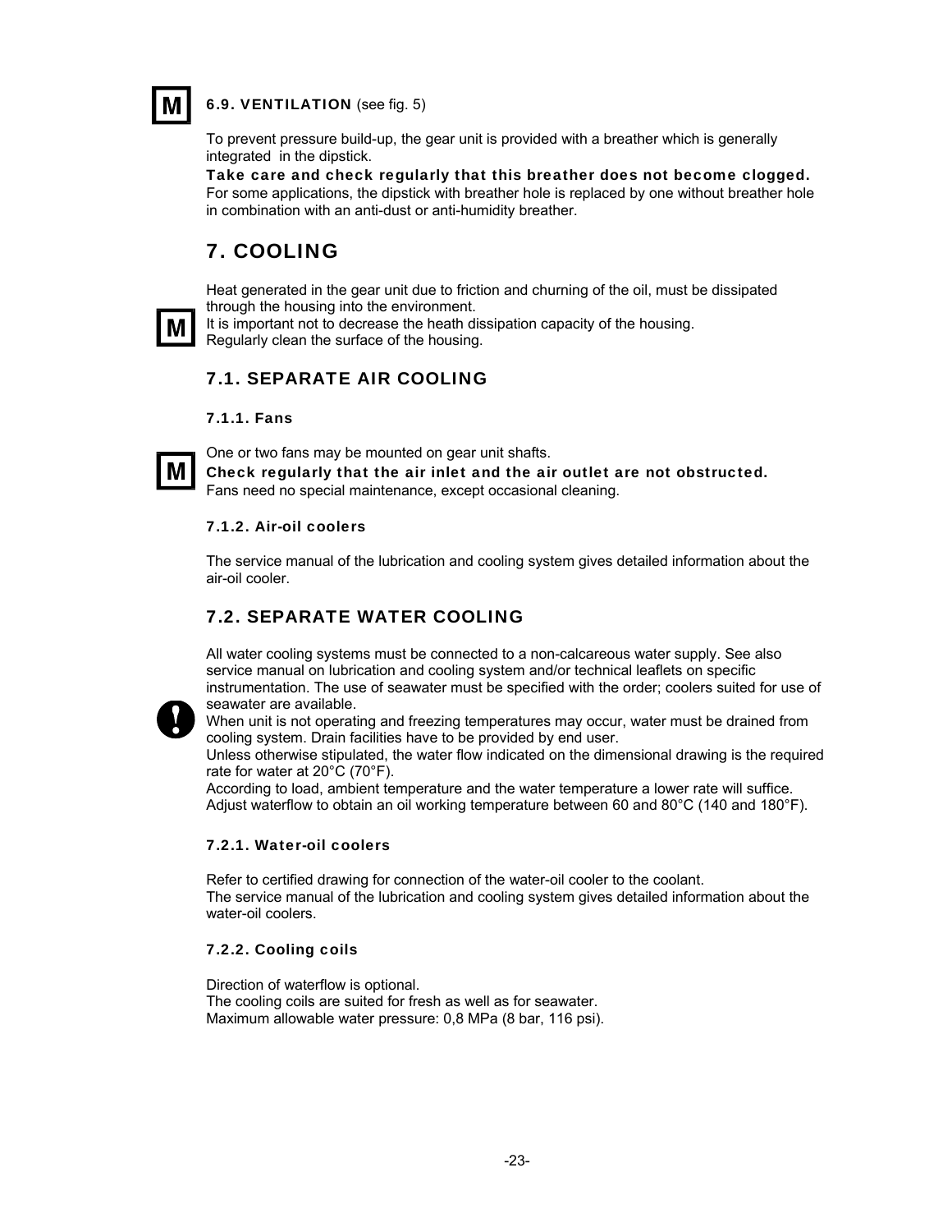### 6.9. VENTILATION (see fig. 5)

To prevent pressure build-up, the gear unit is provided with a breather which is generally integrated in the dipstick.

**Take care and check regularly that this breather does not become clogged.**
For some applications, the dipstick with breather hole is replaced by one without breather hole in combination with an anti-dust or anti-humidity breather.

# 7. COOLING

Heat generated in the gear unit due to friction and churning of the oil, must be dissipated through the housing into the environment.
It is important not to decrease the heath dissipation capacity of the housing.
Regularly clean the surface of the housing.

## 7.1. SEPARATE AIR COOLING

### 7.1.1. Fans

One or two fans may be mounted on gear unit shafts.
**Check regularly that the air inlet and the air outlet are not obstructed.**
Fans need no special maintenance, except occasional cleaning.

### 7.1.2. Air-oil coolers

The service manual of the lubrication and cooling system gives detailed information about the air-oil cooler.

## 7.2. SEPARATE WATER COOLING

All water cooling systems must be connected to a non-calcareous water supply. See also service manual on lubrication and cooling system and/or technical leaflets on specific instrumentation. The use of seawater must be specified with the order; coolers suited for use of seawater are available.
When unit is not operating and freezing temperatures may occur, water must be drained from cooling system. Drain facilities have to be provided by end user.
Unless otherwise stipulated, the water flow indicated on the dimensional drawing is the required rate for water at 20°C (70°F).
According to load, ambient temperature and the water temperature a lower rate will suffice.
Adjust waterflow to obtain an oil working temperature between 60 and 80°C (140 and 180°F).

### 7.2.1. Water-oil coolers

Refer to certified drawing for connection of the water-oil cooler to the coolant.
The service manual of the lubrication and cooling system gives detailed information about the water-oil coolers.

### 7.2.2. Cooling coils

Direction of waterflow is optional.
The cooling coils are suited for fresh as well as for seawater.
Maximum allowable water pressure: 0,8 MPa (8 bar, 116 psi).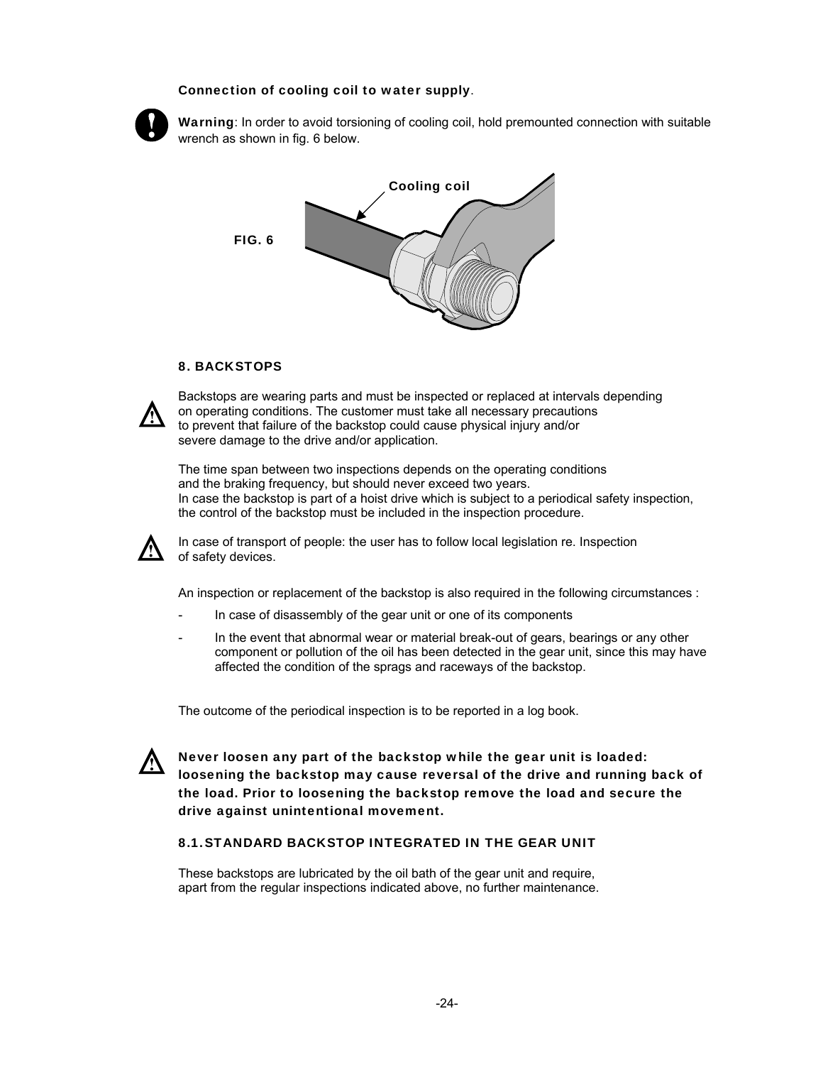**Connection of cooling coil to water supply**.

**Warning**: In order to avoid torsioning of cooling coil, hold premounted connection with suitable wrench as shown in fig. 6 below.

FIG. 6

Cooling coil

## 8. BACKSTOPS

Backstops are wearing parts and must be inspected or replaced at intervals depending on operating conditions. The customer must take all necessary precautions to prevent that failure of the backstop could cause physical injury and/or severe damage to the drive and/or application.

The time span between two inspections depends on the operating conditions and the braking frequency, but should never exceed two years.
In case the backstop is part of a hoist drive which is subject to a periodical safety inspection, the control of the backstop must be included in the inspection procedure.

In case of transport of people: the user has to follow local legislation re. Inspection of safety devices.

An inspection or replacement of the backstop is also required in the following circumstances :

- In case of disassembly of the gear unit or one of its components
- In the event that abnormal wear or material break-out of gears, bearings or any other component or pollution of the oil has been detected in the gear unit, since this may have affected the condition of the sprags and raceways of the backstop.

The outcome of the periodical inspection is to be reported in a log book.

**Never loosen any part of the backstop while the gear unit is loaded: loosening the backstop may cause reversal of the drive and running back of the load. Prior to loosening the backstop remove the load and secure the drive against unintentional movement.**

### 8.1. STANDARD BACKSTOP INTEGRATED IN THE GEAR UNIT

These backstops are lubricated by the oil bath of the gear unit and require, apart from the regular inspections indicated above, no further maintenance.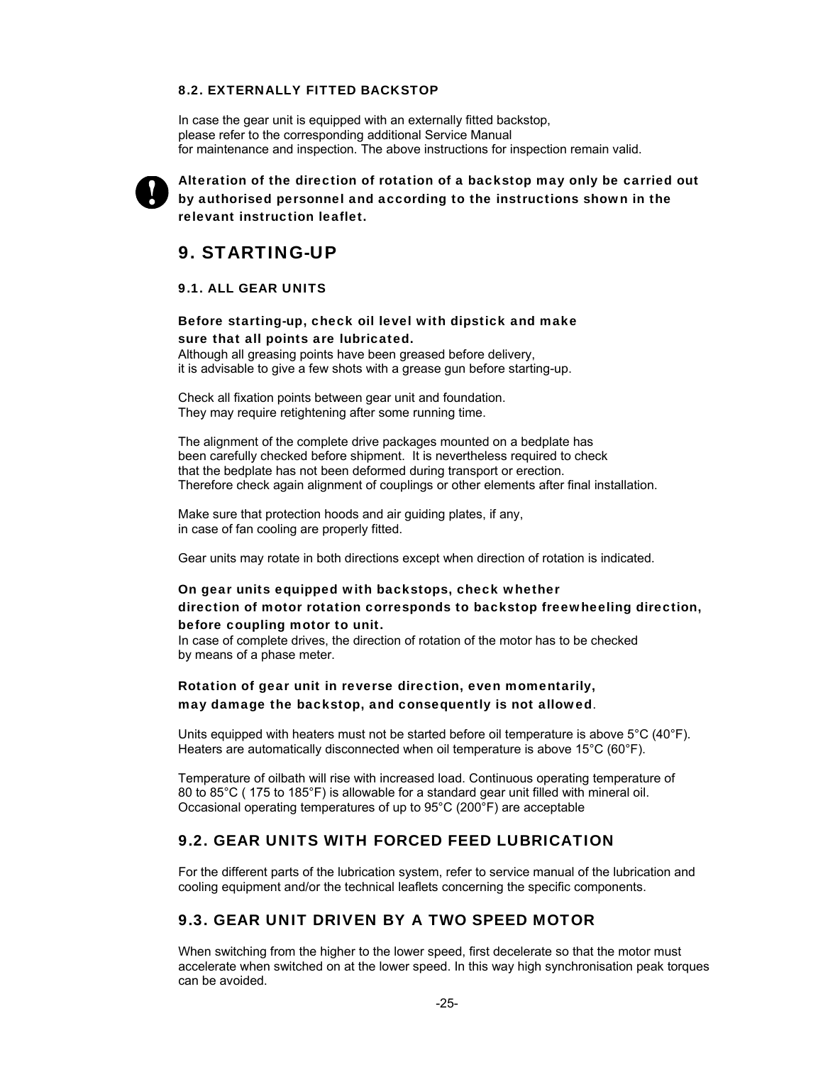### 8.2. EXTERNALLY FITTED BACKSTOP

In case the gear unit is equipped with an externally fitted backstop, please refer to the corresponding additional Service Manual for maintenance and inspection. The above instructions for inspection remain valid.

**Alteration of the direction of rotation of a backstop may only be carried out by authorised personnel and according to the instructions shown in the relevant instruction leaflet.**

## 9. STARTING-UP

### 9.1. ALL GEAR UNITS

**Before starting-up, check oil level with dipstick and make sure that all points are lubricated.**
Although all greasing points have been greased before delivery, it is advisable to give a few shots with a grease gun before starting-up.

Check all fixation points between gear unit and foundation. They may require retightening after some running time.

The alignment of the complete drive packages mounted on a bedplate has been carefully checked before shipment. It is nevertheless required to check that the bedplate has not been deformed during transport or erection. Therefore check again alignment of couplings or other elements after final installation.

Make sure that protection hoods and air guiding plates, if any, in case of fan cooling are properly fitted.

Gear units may rotate in both directions except when direction of rotation is indicated.

**On gear units equipped with backstops, check whether direction of motor rotation corresponds to backstop freewheeling direction, before coupling motor to unit.**
In case of complete drives, the direction of rotation of the motor has to be checked by means of a phase meter.

**Rotation of gear unit in reverse direction, even momentarily, may damage the backstop, and consequently is not allowed**.

Units equipped with heaters must not be started before oil temperature is above 5°C (40°F). Heaters are automatically disconnected when oil temperature is above 15°C (60°F).

Temperature of oilbath will rise with increased load. Continuous operating temperature of 80 to 85°C ( 175 to 185°F) is allowable for a standard gear unit filled with mineral oil. Occasional operating temperatures of up to 95°C (200°F) are acceptable

## 9.2. GEAR UNITS WITH FORCED FEED LUBRICATION

For the different parts of the lubrication system, refer to service manual of the lubrication and cooling equipment and/or the technical leaflets concerning the specific components.

## 9.3. GEAR UNIT DRIVEN BY A TWO SPEED MOTOR

When switching from the higher to the lower speed, first decelerate so that the motor must accelerate when switched on at the lower speed. In this way high synchronisation peak torques can be avoided.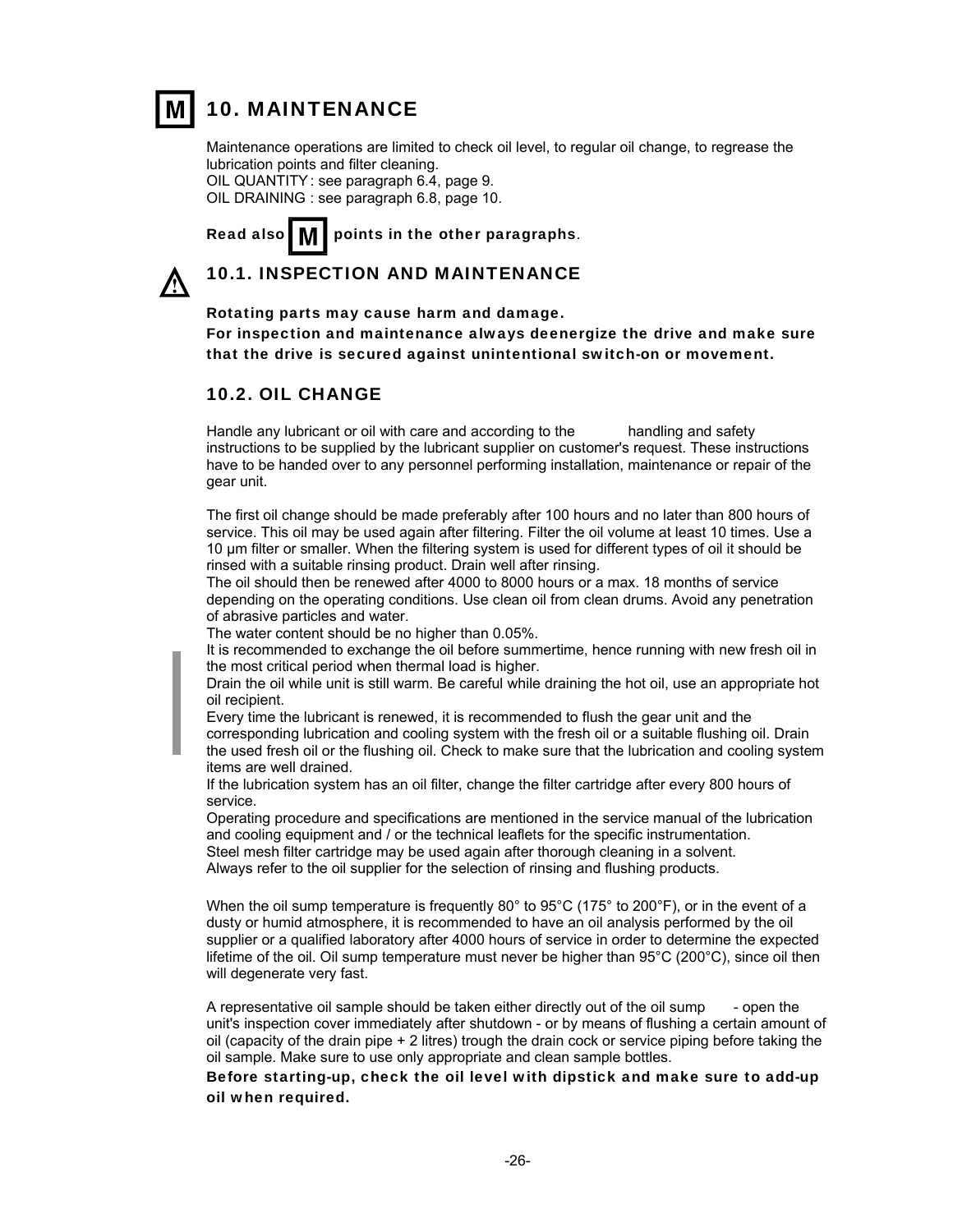# M 10. MAINTENANCE

Maintenance operations are limited to check oil level, to regular oil change, to regrease the lubrication points and filter cleaning.
OIL QUANTITY : see paragraph 6.4, page 9.
OIL DRAINING : see paragraph 6.8, page 10.

**Read also M points in the other paragraphs**.

## ⚠ 10.1. INSPECTION AND MAINTENANCE

**Rotating parts may cause harm and damage.**
**For inspection and maintenance always deenergize the drive and make sure that the drive is secured against unintentional switch-on or movement.**

## 10.2. OIL CHANGE

Handle any lubricant or oil with care and according to the handling and safety instructions to be supplied by the lubricant supplier on customer's request. These instructions have to be handed over to any personnel performing installation, maintenance or repair of the gear unit.

The first oil change should be made preferably after 100 hours and no later than 800 hours of service. This oil may be used again after filtering. Filter the oil volume at least 10 times. Use a 10 µm filter or smaller. When the filtering system is used for different types of oil it should be rinsed with a suitable rinsing product. Drain well after rinsing.
The oil should then be renewed after 4000 to 8000 hours or a max. 18 months of service depending on the operating conditions. Use clean oil from clean drums. Avoid any penetration of abrasive particles and water.
The water content should be no higher than 0.05%.
It is recommended to exchange the oil before summertime, hence running with new fresh oil in the most critical period when thermal load is higher.
Drain the oil while unit is still warm. Be careful while draining the hot oil, use an appropriate hot oil recipient.
Every time the lubricant is renewed, it is recommended to flush the gear unit and the corresponding lubrication and cooling system with the fresh oil or a suitable flushing oil. Drain the used fresh oil or the flushing oil. Check to make sure that the lubrication and cooling system items are well drained.
If the lubrication system has an oil filter, change the filter cartridge after every 800 hours of service.
Operating procedure and specifications are mentioned in the service manual of the lubrication and cooling equipment and / or the technical leaflets for the specific instrumentation.
Steel mesh filter cartridge may be used again after thorough cleaning in a solvent.
Always refer to the oil supplier for the selection of rinsing and flushing products.

When the oil sump temperature is frequently 80° to 95°C (175° to 200°F), or in the event of a dusty or humid atmosphere, it is recommended to have an oil analysis performed by the oil supplier or a qualified laboratory after 4000 hours of service in order to determine the expected lifetime of the oil. Oil sump temperature must never be higher than 95°C (200°C), since oil then will degenerate very fast.

A representative oil sample should be taken either directly out of the oil sump - open the unit's inspection cover immediately after shutdown - or by means of flushing a certain amount of oil (capacity of the drain pipe + 2 litres) trough the drain cock or service piping before taking the oil sample. Make sure to use only appropriate and clean sample bottles.

**Before starting-up, check the oil level with dipstick and make sure to add-up oil when required.**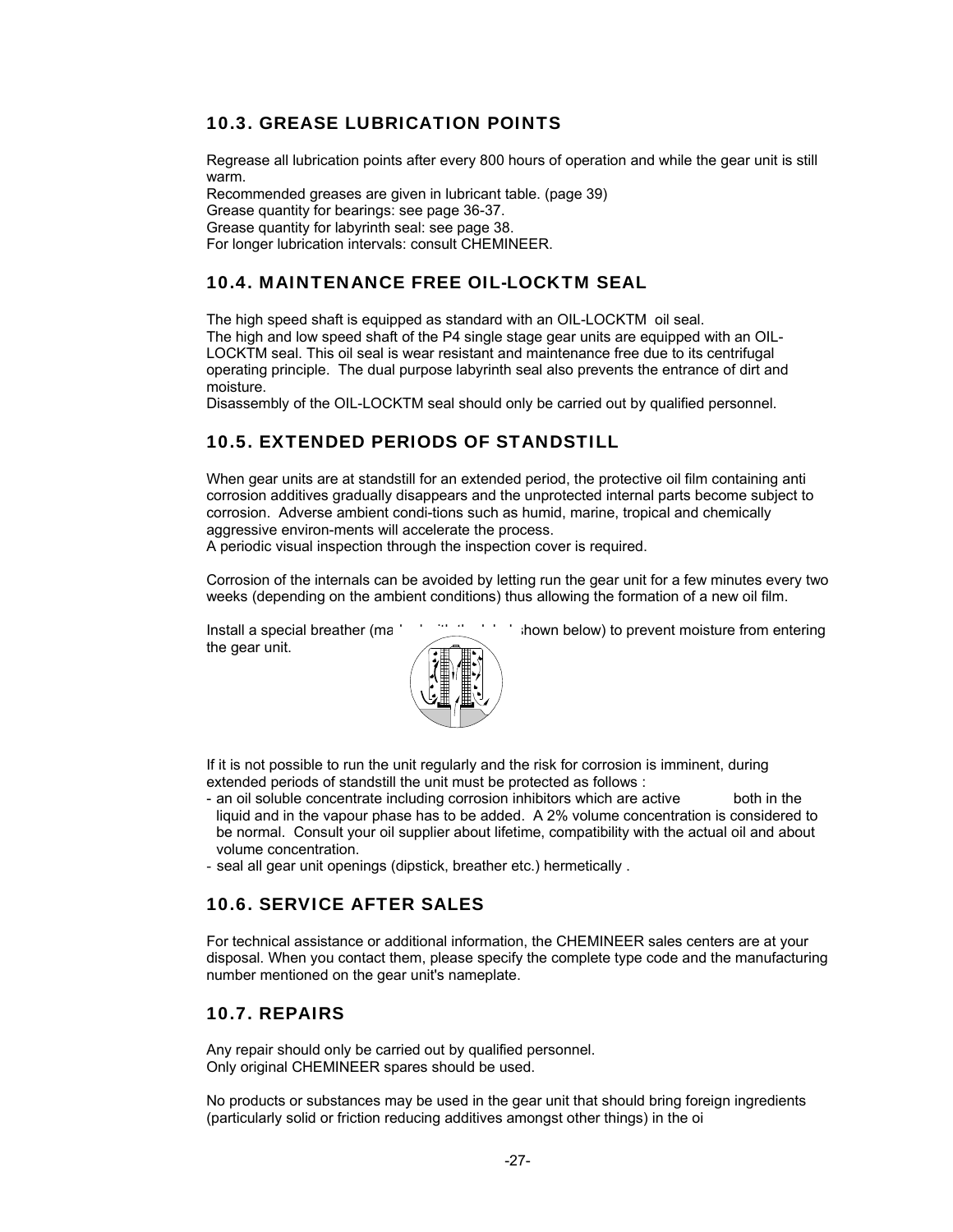## 10.3. GREASE LUBRICATION POINTS

Regrease all lubrication points after every 800 hours of operation and while the gear unit is still warm.
Recommended greases are given in lubricant table. (page 39)
Grease quantity for bearings: see page 36-37.
Grease quantity for labyrinth seal: see page 38.
For longer lubrication intervals: consult CHEMINEER.

## 10.4. MAINTENANCE FREE OIL-LOCKTM SEAL

The high speed shaft is equipped as standard with an OIL-LOCKTM oil seal.
The high and low speed shaft of the P4 single stage gear units are equipped with an OIL-LOCKTM seal. This oil seal is wear resistant and maintenance free due to its centrifugal operating principle. The dual purpose labyrinth seal also prevents the entrance of dirt and moisture.
Disassembly of the OIL-LOCKTM seal should only be carried out by qualified personnel.

## 10.5. EXTENDED PERIODS OF STANDSTILL

When gear units are at standstill for an extended period, the protective oil film containing anti corrosion additives gradually disappears and the unprotected internal parts become subject to corrosion. Adverse ambient condi-tions such as humid, marine, tropical and chemically aggressive environ-ments will accelerate the process.
A periodic visual inspection through the inspection cover is required.

Corrosion of the internals can be avoided by letting run the gear unit for a few minutes every two weeks (depending on the ambient conditions) thus allowing the formation of a new oil film.

Install a special breather (ma shown below) to prevent moisture from entering the gear unit.

If it is not possible to run the unit regularly and the risk for corrosion is imminent, during extended periods of standstill the unit must be protected as follows :

- an oil soluble concentrate including corrosion inhibitors which are active both in the liquid and in the vapour phase has to be added. A 2% volume concentration is considered to be normal. Consult your oil supplier about lifetime, compatibility with the actual oil and about volume concentration.
- seal all gear unit openings (dipstick, breather etc.) hermetically .

## 10.6. SERVICE AFTER SALES

For technical assistance or additional information, the CHEMINEER sales centers are at your disposal. When you contact them, please specify the complete type code and the manufacturing number mentioned on the gear unit's nameplate.

## 10.7. REPAIRS

Any repair should only be carried out by qualified personnel.
Only original CHEMINEER spares should be used.

No products or substances may be used in the gear unit that should bring foreign ingredients (particularly solid or friction reducing additives amongst other things) in the oi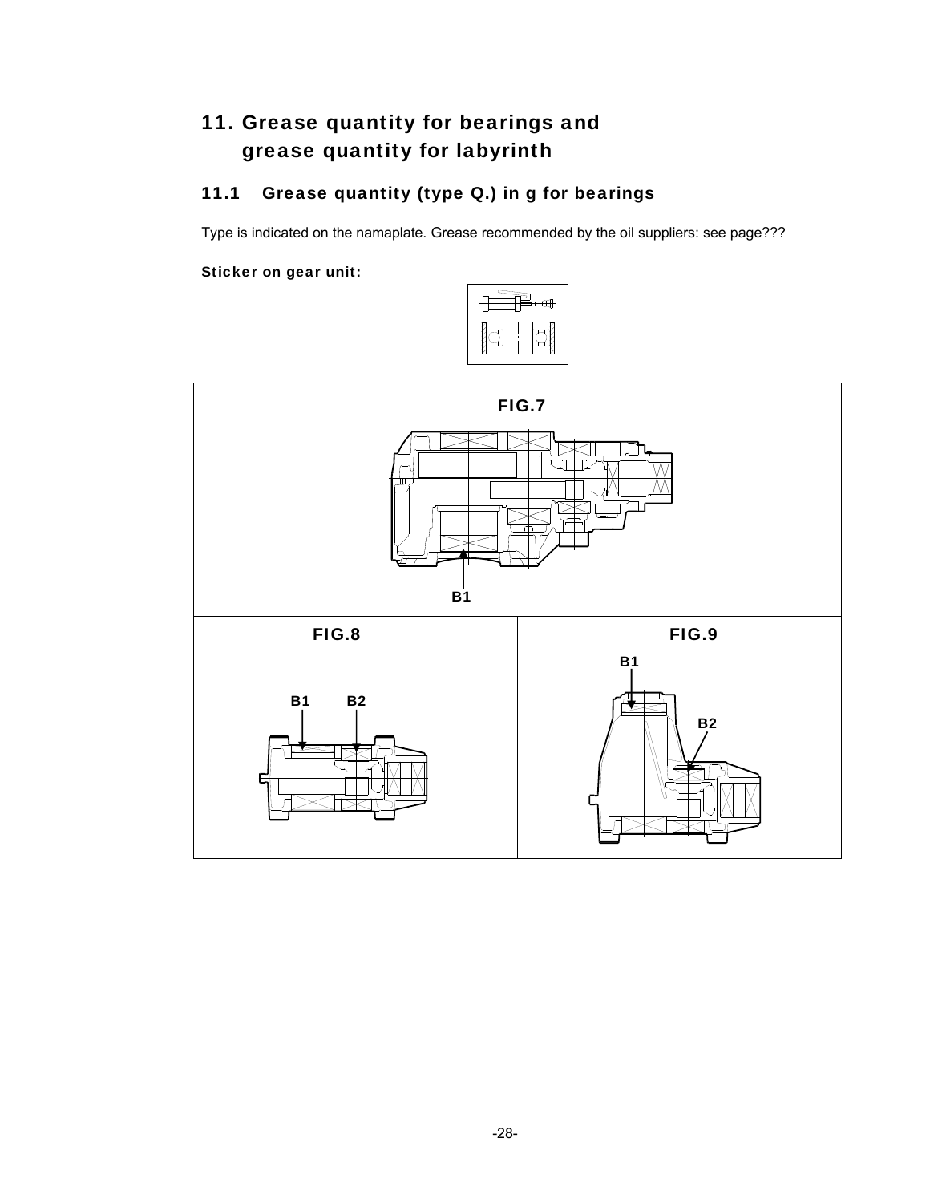# 11. Grease quantity for bearings and grease quantity for labyrinth

## 11.1 Grease quantity (type Q.) in g for bearings

Type is indicated on the namaplate. Grease recommended by the oil suppliers: see page???

**Sticker on gear unit:**

FIG.7

B1

FIG.8

B1 B2

FIG.9

B1

B2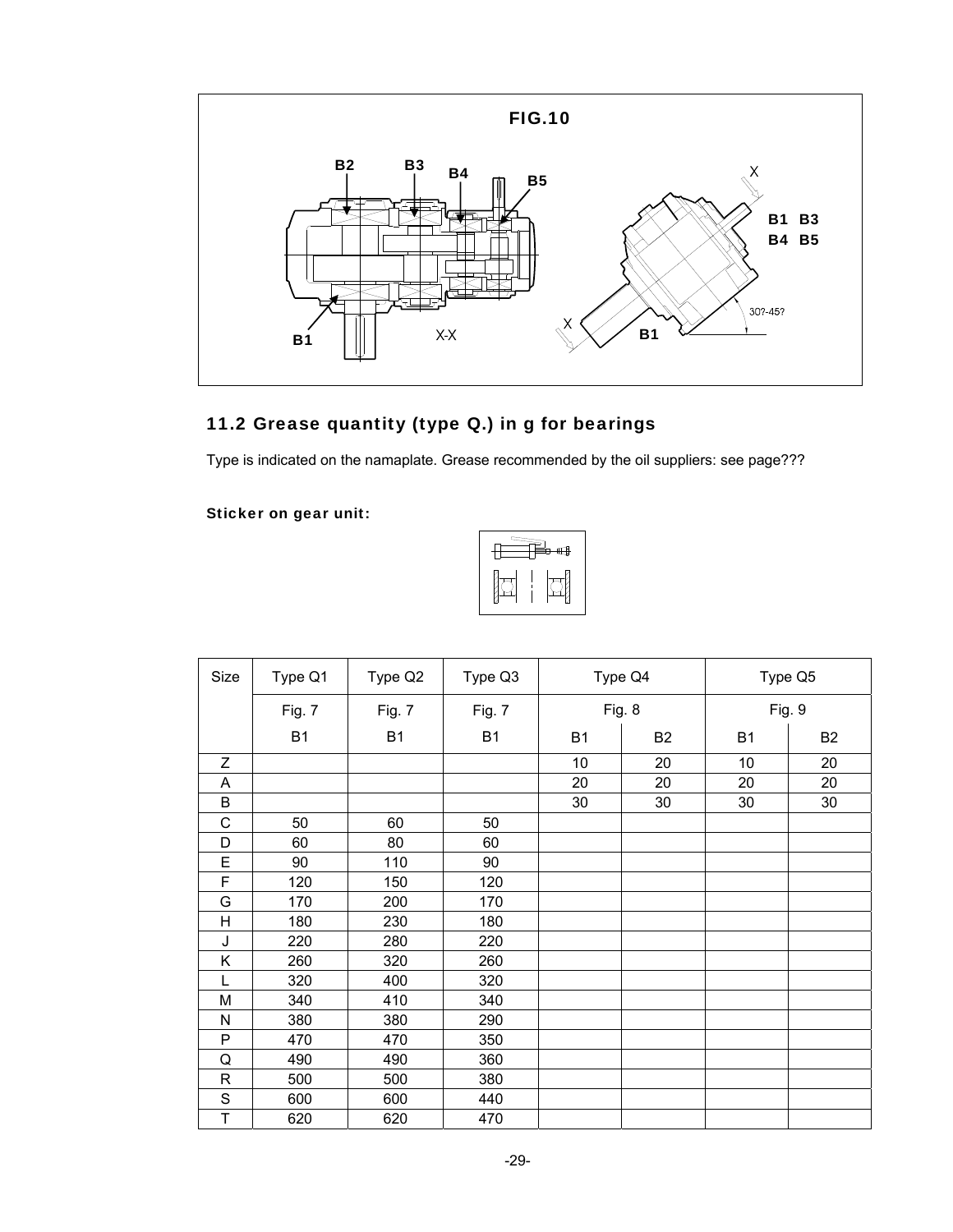**FIG.10**

B2 B3 B4 B5 X

B1 B3
B4 B5

B1 X-X X B1 30?-45?

## 11.2 Grease quantity (type Q.) in g for bearings

Type is indicated on the namaplate. Grease recommended by the oil suppliers: see page???

**Sticker on gear unit:**

| Size | Type Q1 | Type Q2 | Type Q3 | Type Q4 | | Type Q5 | |
|---|---|---|---|---|---|---|---|
| | Fig. 7 | Fig. 7 | Fig. 7 | Fig. 8 | | Fig. 9 | |
| | B1 | B1 | B1 | B1 | B2 | B1 | B2 |
| Z | | | | 10 | 20 | 10 | 20 |
| A | | | | 20 | 20 | 20 | 20 |
| B | | | | 30 | 30 | 30 | 30 |
| C | 50 | 60 | 50 | | | | |
| D | 60 | 80 | 60 | | | | |
| E | 90 | 110 | 90 | | | | |
| F | 120 | 150 | 120 | | | | |
| G | 170 | 200 | 170 | | | | |
| H | 180 | 230 | 180 | | | | |
| J | 220 | 280 | 220 | | | | |
| K | 260 | 320 | 260 | | | | |
| L | 320 | 400 | 320 | | | | |
| M | 340 | 410 | 340 | | | | |
| N | 380 | 380 | 290 | | | | |
| P | 470 | 470 | 350 | | | | |
| Q | 490 | 490 | 360 | | | | |
| R | 500 | 500 | 380 | | | | |
| S | 600 | 600 | 440 | | | | |
| T | 620 | 620 | 470 | | | | |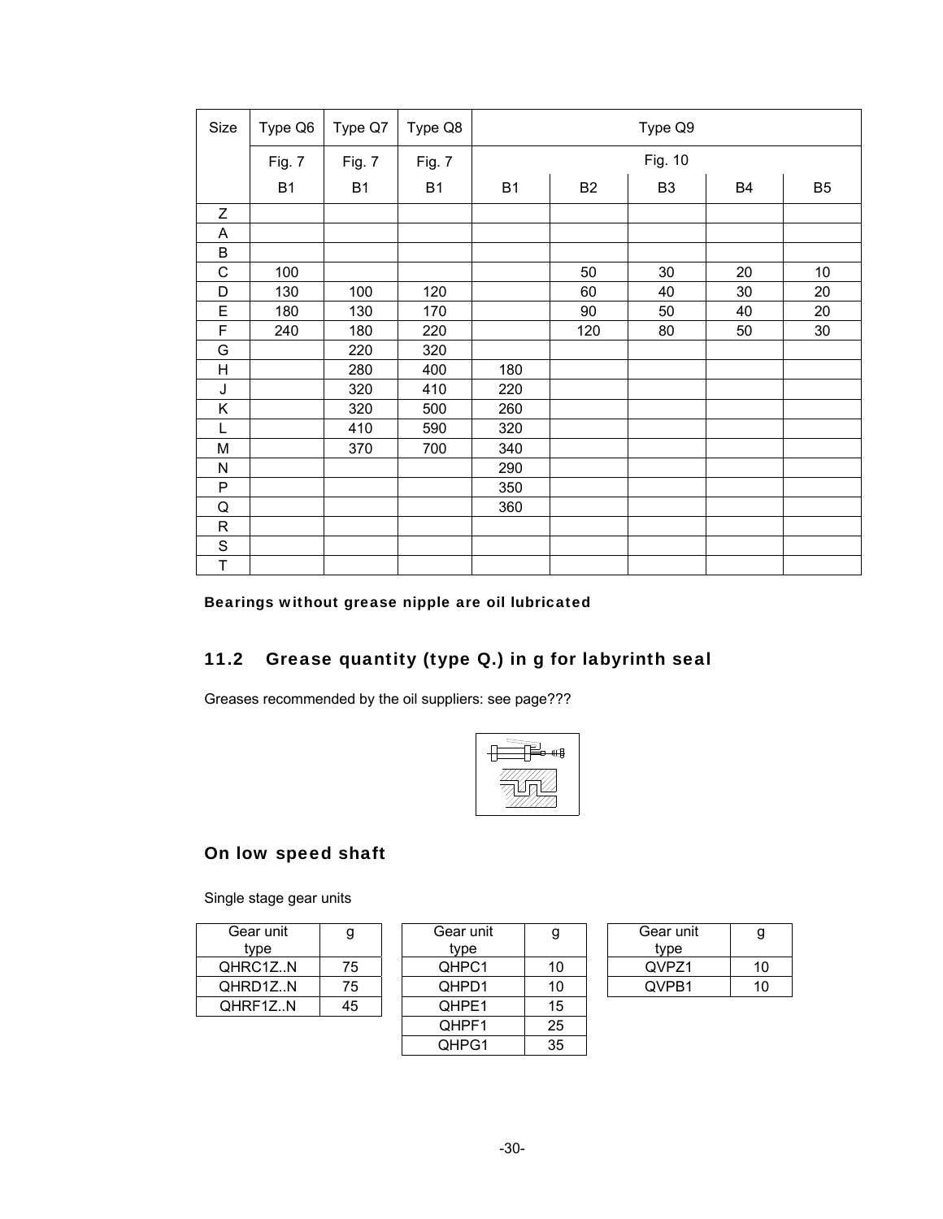| Size | Type Q6 | Type Q7 | Type Q8 | Type Q9 | | | | |
|---|---|---|---|---|---|---|---|---|
| | Fig. 7 | Fig. 7 | Fig. 7 | Fig. 10 | | | | |
| | B1 | B1 | B1 | B1 | B2 | B3 | B4 | B5 |
| Z | | | | | | | | |
| A | | | | | | | | |
| B | | | | | | | | |
| C | 100 | | | | 50 | 30 | 20 | 10 |
| D | 130 | 100 | 120 | | 60 | 40 | 30 | 20 |
| E | 180 | 130 | 170 | | 90 | 50 | 40 | 20 |
| F | 240 | 180 | 220 | | 120 | 80 | 50 | 30 |
| G | | 220 | 320 | | | | | |
| H | | 280 | 400 | 180 | | | | |
| J | | 320 | 410 | 220 | | | | |
| K | | 320 | 500 | 260 | | | | |
| L | | 410 | 590 | 320 | | | | |
| M | | 370 | 700 | 340 | | | | |
| N | | | | 290 | | | | |
| P | | | | 350 | | | | |
| Q | | | | 360 | | | | |
| R | | | | | | | | |
| S | | | | | | | | |
| T | | | | | | | | |

**Bearings without grease nipple are oil lubricated**

## 11.2 Grease quantity (type Q.) in g for labyrinth seal

Greases recommended by the oil suppliers: see page???

### On low speed shaft

Single stage gear units

| Gear unit type | g |
|---|---|
| QHRC1Z..N | 75 |
| QHRD1Z..N | 75 |
| QHRF1Z..N | 45 |

| Gear unit type | g |
|---|---|
| QHPC1 | 10 |
| QHPD1 | 10 |
| QHPE1 | 15 |
| QHPF1 | 25 |
| QHPG1 | 35 |

| Gear unit type | g |
|---|---|
| QVPZ1 | 10 |
| QVPB1 | 10 |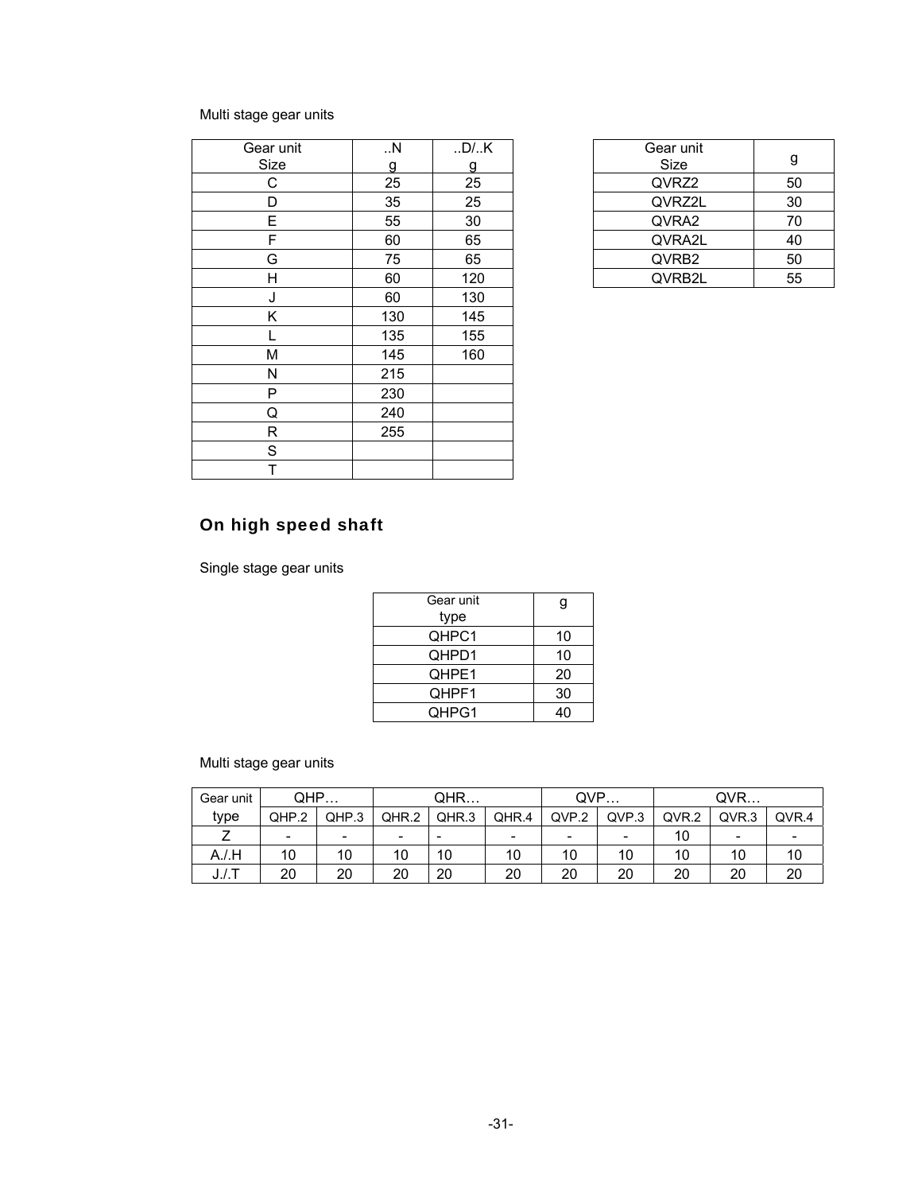Multi stage gear units

| Gear unit Size | ..N g | ..D/..K g |
|---|---|---|
| C | 25 | 25 |
| D | 35 | 25 |
| E | 55 | 30 |
| F | 60 | 65 |
| G | 75 | 65 |
| H | 60 | 120 |
| J | 60 | 130 |
| K | 130 | 145 |
| L | 135 | 155 |
| M | 145 | 160 |
| N | 215 | |
| P | 230 | |
| Q | 240 | |
| R | 255 | |
| S | | |
| T | | |

| Gear unit Size | g |
|---|---|
| QVRZ2 | 50 |
| QVRZ2L | 30 |
| QVRA2 | 70 |
| QVRA2L | 40 |
| QVRB2 | 50 |
| QVRB2L | 55 |

## On high speed shaft

Single stage gear units

| Gear unit type | g |
|---|---|
| QHPC1 | 10 |
| QHPD1 | 10 |
| QHPE1 | 20 |
| QHPF1 | 30 |
| QHPG1 | 40 |

Multi stage gear units

| Gear unit type | QHP… | | QHR… | | | QVP… | | QVR… | | |
|---|---|---|---|---|---|---|---|---|---|---|
| | QHP.2 | QHP.3 | QHR.2 | QHR.3 | QHR.4 | QVP.2 | QVP.3 | QVR.2 | QVR.3 | QVR.4 |
| Z | - | - | - | - | - | - | - | 10 | - | - |
| A./.H | 10 | 10 | 10 | 10 | 10 | 10 | 10 | 10 | 10 | 10 |
| J./.T | 20 | 20 | 20 | 20 | 20 | 20 | 20 | 20 | 20 | 20 |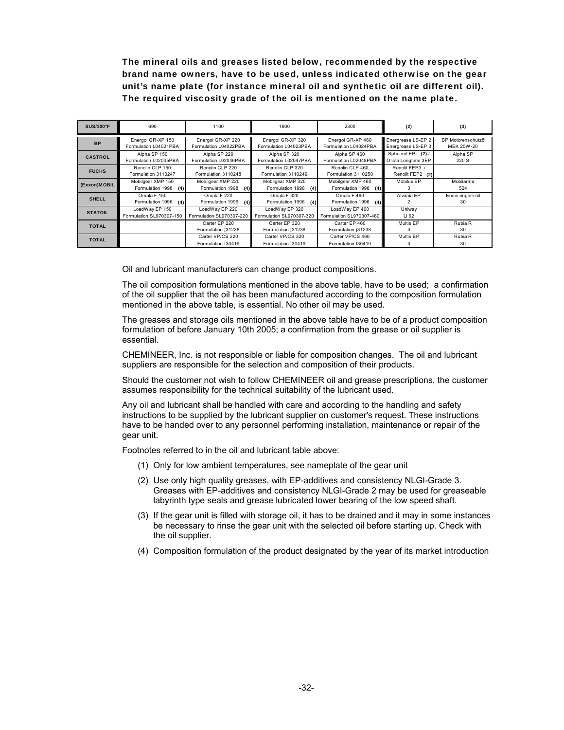**The mineral oils and greases listed below, recommended by the respective brand name owners, have to be used, unless indicated otherwise on the gear unit's name plate (for instance mineral oil and synthetic oil are different oil). The required viscosity grade of the oil is mentioned on the name plate.**

| SUS/100°F | 690 | 1100 | 1600 | 2300 | (2) | (3) |
|---|---|---|---|---|---|---|
| BP | Energol GR-XP 150 Formulation L04021PBA | Energol GR-XP 220 Formulation L04022PBA | Energol GR-XP 320 Formulation L04023PBA | Energol GR-XP 460 Formulation L04024PBA | Energrease LS-EP 2 Energrease LS-EP 3 | BP Motorenschutzöl MEK 20W-20 |
| CASTROL | Alpha SP 150 Formulation L02045PBA | Alpha SP 220 Formulation L02046PBA | Alpha SP 320 Formulation L02047PBA | Alpha SP 460 Formulation L02048PBA | Spheerol EPL (2) / Olista Longtime 3EP | Alpha SP 220 S |
| FUCHS | Renolin CLP 150 Formulation 3110247 | Renolin CLP 220 Formulation 3110248 | Renolin CLP 320 Formulation 3110249 | Renolin CLP 460 Formulation 3110250 | Renolit FEP3 / Renolit FEP2 (2) | |
| (Exxon)MOBIL | Mobilgear XMP 150 Formulation 1998 (4) | Mobilgear XMP 220 Formulation 1998 (4) | Mobilgear XMP 320 Formulation 1998 (4) | Mobilgear XMP 460 Formulation 1998 (4) | Mobilux EP 3 | Mobilarma 524 |
| SHELL | Omala F 150 Formulation 1996 (4) | Omala F 220 Formulation 1996 (4) | Omala F 320 Formulation 1996 (4) | Omala F 460 Formulation 1996 (4) | Alvania EP 2 | Ensis engine oil 30 |
| STATOIL | LoadWay EP 150 Formulation SL970307-150 | LoadWay EP 220 Formulation SL970307-220 | LoadWay EP 320 Formulation SL970307-320 | LoadWay EP 460 Formulation SL970307-460 | Uniway Li 62 | |
| TOTAL | | Carter EP 220 Formulation ¡31238 | Carter EP 320 Formulation ¡31238 | Carter EP 460 Formulation ¡31238 | Multis EP 3 | Rubia R 30 |
| TOTAL | | Carter VP/CS 220 Formulation I30419 | Carter VP/CS 320 Formulation I30419 | Carter VP/CS 460 Formulation I30419 | Multis EP 3 | Rubia R 30 |

Oil and lubricant manufacturers can change product compositions.

The oil composition formulations mentioned in the above table, have to be used; a confirmation of the oil supplier that the oil has been manufactured according to the composition formulation mentioned in the above table, is essential. No other oil may be used.

The greases and storage oils mentioned in the above table have to be of a product composition formulation of before January 10th 2005; a confirmation from the grease or oil supplier is essential.

CHEMINEER, Inc. is not responsible or liable for composition changes. The oil and lubricant suppliers are responsible for the selection and composition of their products.

Should the customer not wish to follow CHEMINEER oil and grease prescriptions, the customer assumes responsibility for the technical suitability of the lubricant used.

Any oil and lubricant shall be handled with care and according to the handling and safety instructions to be supplied by the lubricant supplier on customer's request. These instructions have to be handed over to any personnel performing installation, maintenance or repair of the gear unit.

Footnotes referred to in the oil and lubricant table above:

(1) Only for low ambient temperatures, see nameplate of the gear unit

(2) Use only high quality greases, with EP-additives and consistency NLGI-Grade 3. Greases with EP-additives and consistency NLGI-Grade 2 may be used for greaseable labyrinth type seals and grease lubricated lower bearing of the low speed shaft.

(3) If the gear unit is filled with storage oil, it has to be drained and it may in some instances be necessary to rinse the gear unit with the selected oil before starting up. Check with the oil supplier.

(4) Composition formulation of the product designated by the year of its market introduction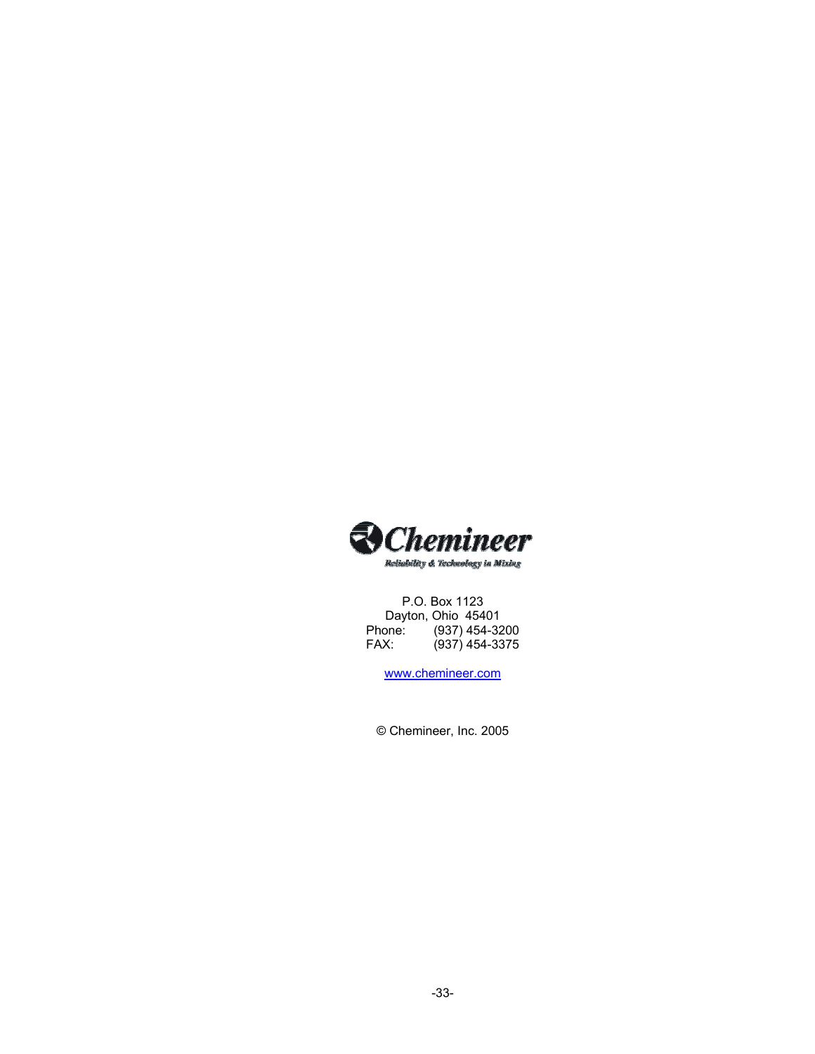Chemineer

Reliability & Technology in Mixing

P.O. Box 1123
Dayton, Ohio 45401
Phone: (937) 454-3200
FAX: (937) 454-3375

www.chemineer.com

© Chemineer, Inc. 2005